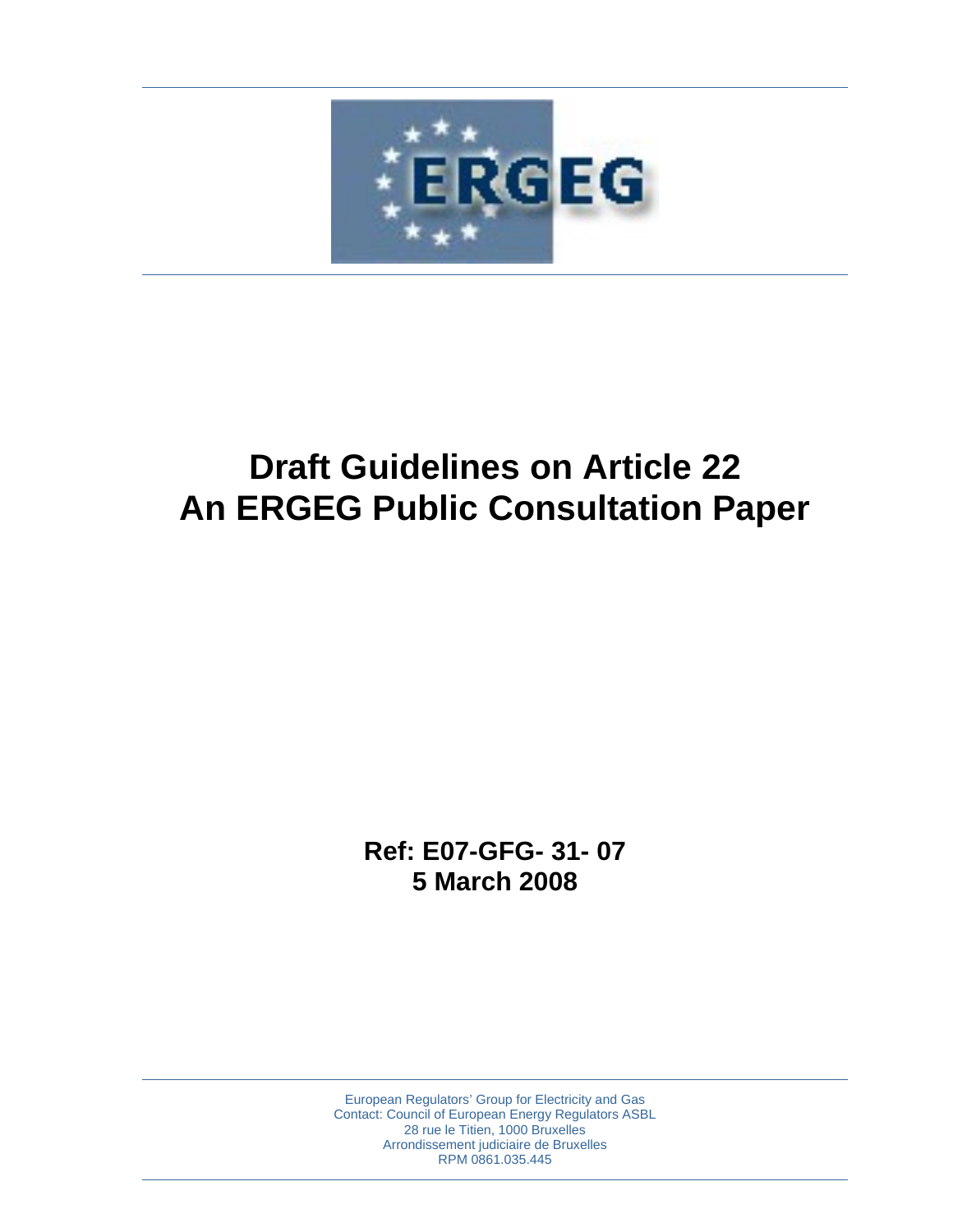# Draft Guidelines on Article 22
# An ERGEG Public Consultation Paper

**Ref: E07-GFG- 31- 07**
**5 March 2008**

European Regulators' Group for Electricity and Gas
Contact: Council of European Energy Regulators ASBL
28 rue le Titien, 1000 Bruxelles
Arrondissement judiciaire de Bruxelles
RPM 0861.035.445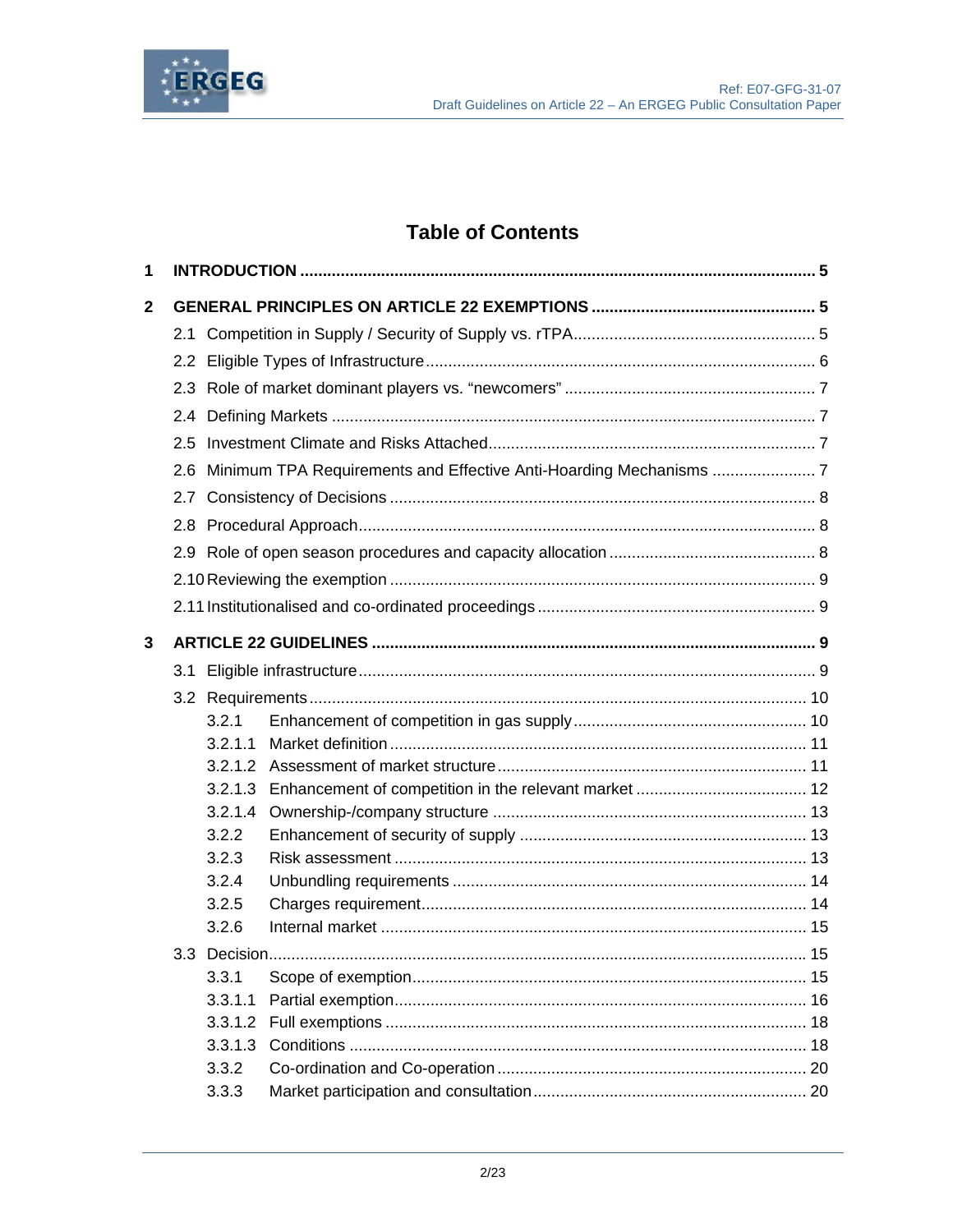# Table of Contents

**1 INTRODUCTION ... 5**

**2 GENERAL PRINCIPLES ON ARTICLE 22 EXEMPTIONS ... 5**

- 2.1 Competition in Supply / Security of Supply vs. rTPA ... 5
- 2.2 Eligible Types of Infrastructure ... 6
- 2.3 Role of market dominant players vs. "newcomers" ... 7
- 2.4 Defining Markets ... 7
- 2.5 Investment Climate and Risks Attached ... 7
- 2.6 Minimum TPA Requirements and Effective Anti-Hoarding Mechanisms ... 7
- 2.7 Consistency of Decisions ... 8
- 2.8 Procedural Approach ... 8
- 2.9 Role of open season procedures and capacity allocation ... 8
- 2.10 Reviewing the exemption ... 9
- 2.11 Institutionalised and co-ordinated proceedings ... 9

**3 ARTICLE 22 GUIDELINES ... 9**

- 3.1 Eligible infrastructure ... 9
- 3.2 Requirements ... 10
  - 3.2.1 Enhancement of competition in gas supply ... 10
  - 3.2.1.1 Market definition ... 11
  - 3.2.1.2 Assessment of market structure ... 11
  - 3.2.1.3 Enhancement of competition in the relevant market ... 12
  - 3.2.1.4 Ownership-/company structure ... 13
  - 3.2.2 Enhancement of security of supply ... 13
  - 3.2.3 Risk assessment ... 13
  - 3.2.4 Unbundling requirements ... 14
  - 3.2.5 Charges requirement ... 14
  - 3.2.6 Internal market ... 15
- 3.3 Decision ... 15
  - 3.3.1 Scope of exemption ... 15
  - 3.3.1.1 Partial exemption ... 16
  - 3.3.1.2 Full exemptions ... 18
  - 3.3.1.3 Conditions ... 18
  - 3.3.2 Co-ordination and Co-operation ... 20
  - 3.3.3 Market participation and consultation ... 20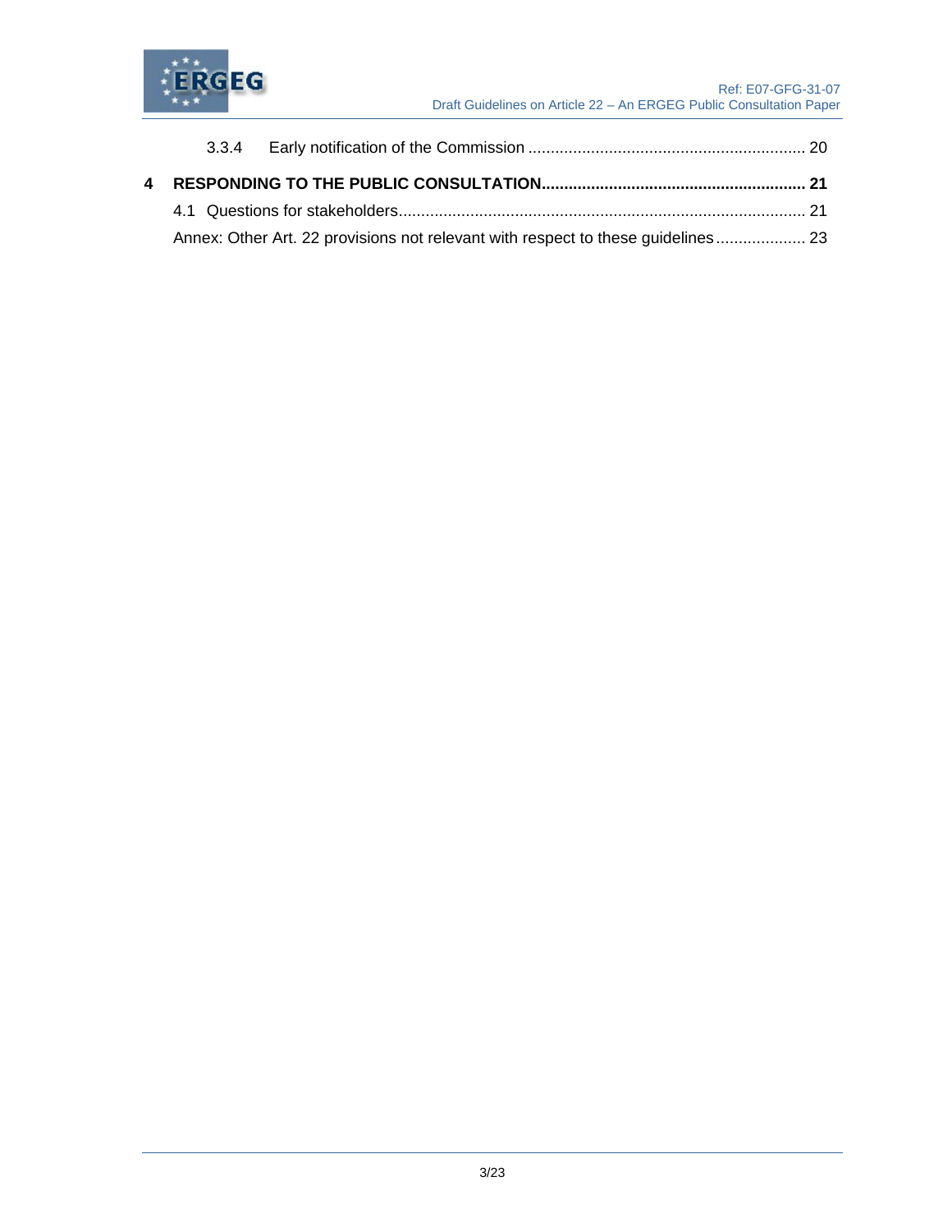3.3.4 Early notification of the Commission ............................................................. 20

**4 RESPONDING TO THE PUBLIC CONSULTATION.......................................................... 21**

4.1 Questions for stakeholders.......................................................................................... 21

Annex: Other Art. 22 provisions not relevant with respect to these guidelines.................... 23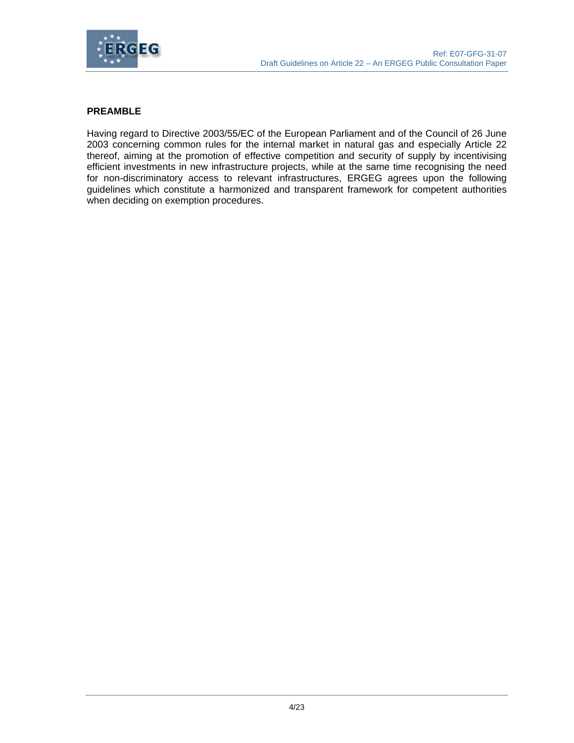## PREAMBLE

Having regard to Directive 2003/55/EC of the European Parliament and of the Council of 26 June 2003 concerning common rules for the internal market in natural gas and especially Article 22 thereof, aiming at the promotion of effective competition and security of supply by incentivising efficient investments in new infrastructure projects, while at the same time recognising the need for non-discriminatory access to relevant infrastructures, ERGEG agrees upon the following guidelines which constitute a harmonized and transparent framework for competent authorities when deciding on exemption procedures.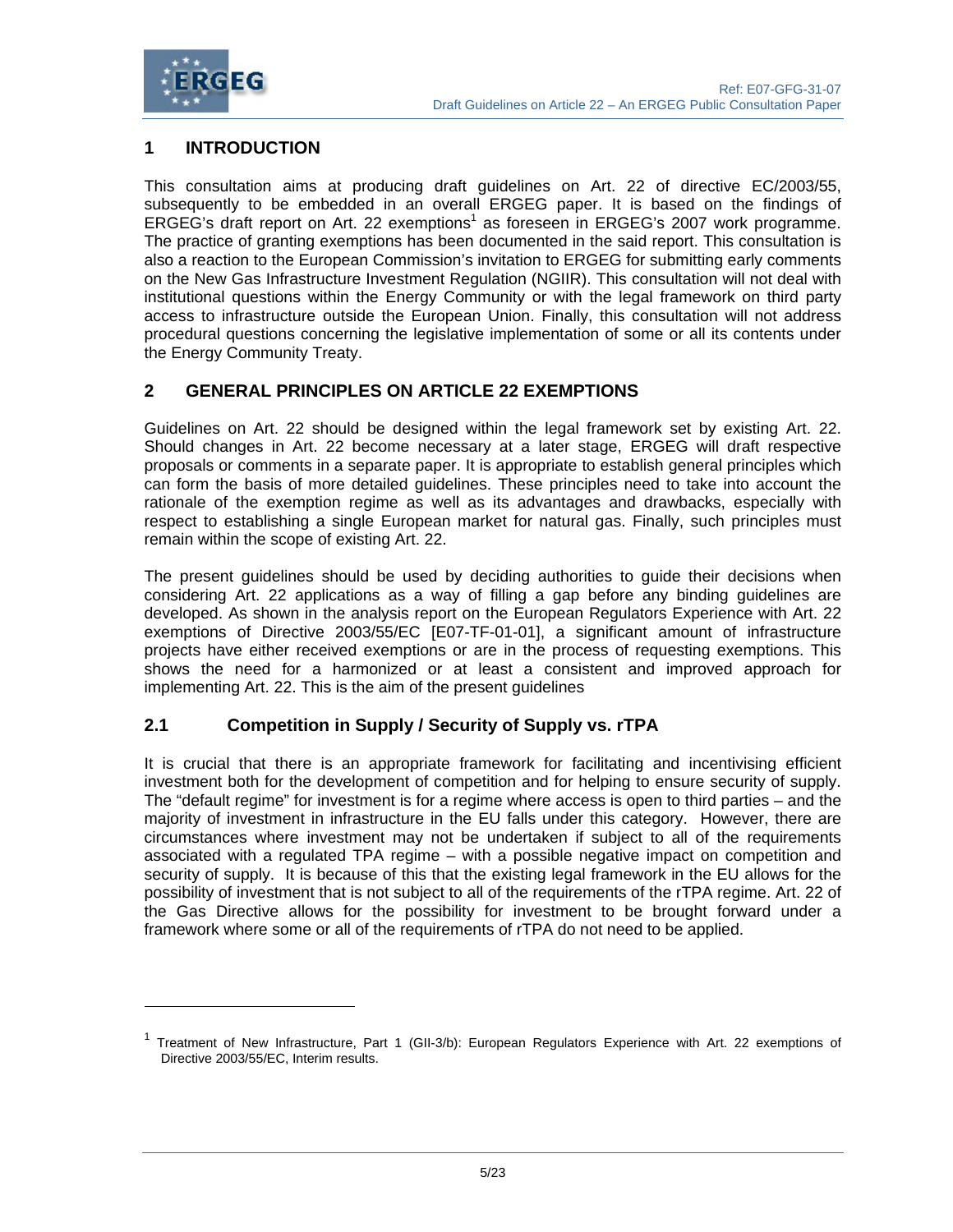# 1 INTRODUCTION

This consultation aims at producing draft guidelines on Art. 22 of directive EC/2003/55, subsequently to be embedded in an overall ERGEG paper. It is based on the findings of ERGEG's draft report on Art. 22 exemptions[1] as foreseen in ERGEG's 2007 work programme. The practice of granting exemptions has been documented in the said report. This consultation is also a reaction to the European Commission's invitation to ERGEG for submitting early comments on the New Gas Infrastructure Investment Regulation (NGIIR). This consultation will not deal with institutional questions within the Energy Community or with the legal framework on third party access to infrastructure outside the European Union. Finally, this consultation will not address procedural questions concerning the legislative implementation of some or all its contents under the Energy Community Treaty.

# 2 GENERAL PRINCIPLES ON ARTICLE 22 EXEMPTIONS

Guidelines on Art. 22 should be designed within the legal framework set by existing Art. 22. Should changes in Art. 22 become necessary at a later stage, ERGEG will draft respective proposals or comments in a separate paper. It is appropriate to establish general principles which can form the basis of more detailed guidelines. These principles need to take into account the rationale of the exemption regime as well as its advantages and drawbacks, especially with respect to establishing a single European market for natural gas. Finally, such principles must remain within the scope of existing Art. 22.

The present guidelines should be used by deciding authorities to guide their decisions when considering Art. 22 applications as a way of filling a gap before any binding guidelines are developed. As shown in the analysis report on the European Regulators Experience with Art. 22 exemptions of Directive 2003/55/EC [E07-TF-01-01], a significant amount of infrastructure projects have either received exemptions or are in the process of requesting exemptions. This shows the need for a harmonized or at least a consistent and improved approach for implementing Art. 22. This is the aim of the present guidelines

## 2.1 Competition in Supply / Security of Supply vs. rTPA

It is crucial that there is an appropriate framework for facilitating and incentivising efficient investment both for the development of competition and for helping to ensure security of supply. The "default regime" for investment is for a regime where access is open to third parties – and the majority of investment in infrastructure in the EU falls under this category. However, there are circumstances where investment may not be undertaken if subject to all of the requirements associated with a regulated TPA regime – with a possible negative impact on competition and security of supply. It is because of this that the existing legal framework in the EU allows for the possibility of investment that is not subject to all of the requirements of the rTPA regime. Art. 22 of the Gas Directive allows for the possibility for investment to be brought forward under a framework where some or all of the requirements of rTPA do not need to be applied.

---

[1] Treatment of New Infrastructure, Part 1 (GII-3/b): European Regulators Experience with Art. 22 exemptions of Directive 2003/55/EC, Interim results.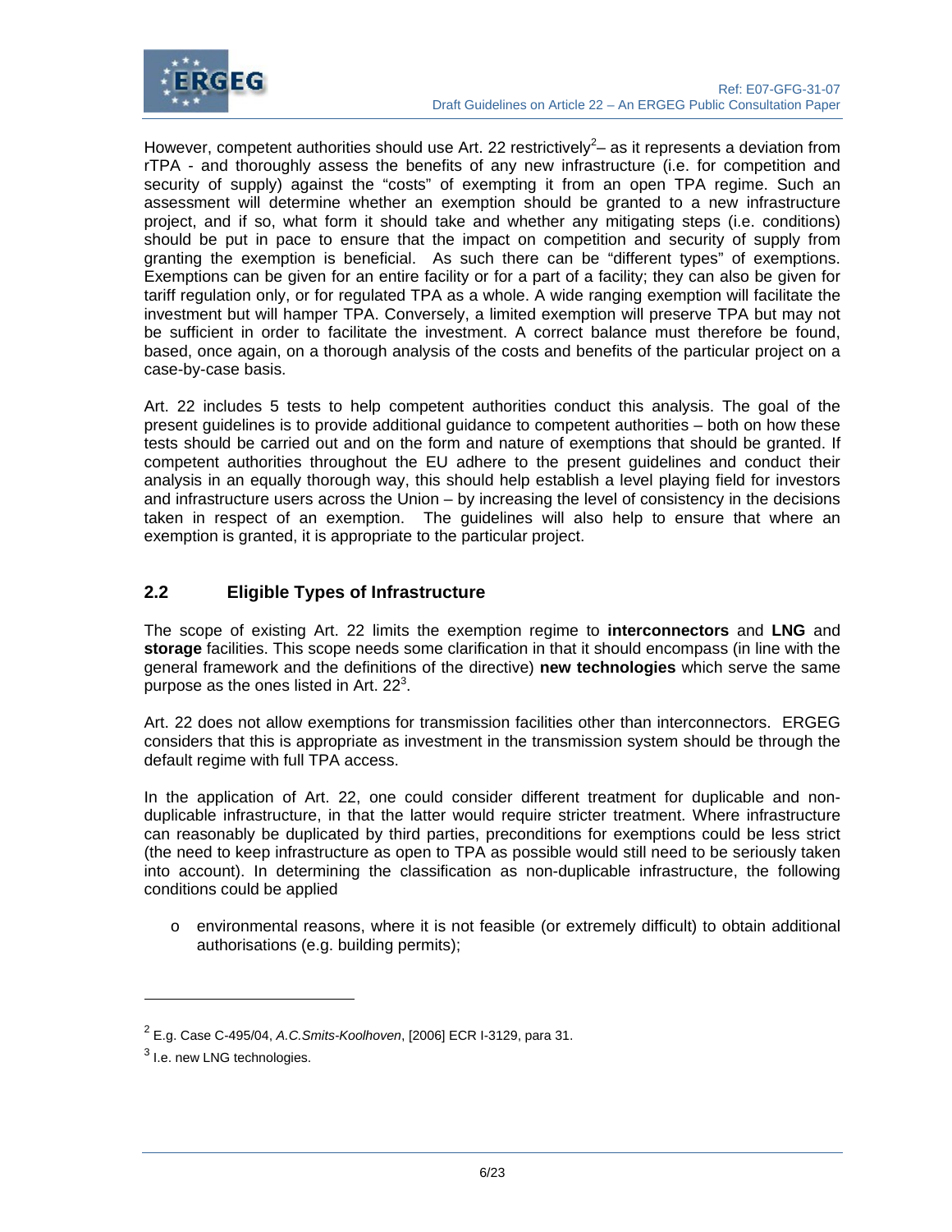However, competent authorities should use Art. 22 restrictively[2]– as it represents a deviation from rTPA - and thoroughly assess the benefits of any new infrastructure (i.e. for competition and security of supply) against the "costs" of exempting it from an open TPA regime. Such an assessment will determine whether an exemption should be granted to a new infrastructure project, and if so, what form it should take and whether any mitigating steps (i.e. conditions) should be put in pace to ensure that the impact on competition and security of supply from granting the exemption is beneficial. As such there can be "different types" of exemptions. Exemptions can be given for an entire facility or for a part of a facility; they can also be given for tariff regulation only, or for regulated TPA as a whole. A wide ranging exemption will facilitate the investment but will hamper TPA. Conversely, a limited exemption will preserve TPA but may not be sufficient in order to facilitate the investment. A correct balance must therefore be found, based, once again, on a thorough analysis of the costs and benefits of the particular project on a case-by-case basis.

Art. 22 includes 5 tests to help competent authorities conduct this analysis. The goal of the present guidelines is to provide additional guidance to competent authorities – both on how these tests should be carried out and on the form and nature of exemptions that should be granted. If competent authorities throughout the EU adhere to the present guidelines and conduct their analysis in an equally thorough way, this should help establish a level playing field for investors and infrastructure users across the Union – by increasing the level of consistency in the decisions taken in respect of an exemption. The guidelines will also help to ensure that where an exemption is granted, it is appropriate to the particular project.

## 2.2 Eligible Types of Infrastructure

The scope of existing Art. 22 limits the exemption regime to **interconnectors** and **LNG** and **storage** facilities. This scope needs some clarification in that it should encompass (in line with the general framework and the definitions of the directive) **new technologies** which serve the same purpose as the ones listed in Art. 22[3].

Art. 22 does not allow exemptions for transmission facilities other than interconnectors. ERGEG considers that this is appropriate as investment in the transmission system should be through the default regime with full TPA access.

In the application of Art. 22, one could consider different treatment for duplicable and non-duplicable infrastructure, in that the latter would require stricter treatment. Where infrastructure can reasonably be duplicated by third parties, preconditions for exemptions could be less strict (the need to keep infrastructure as open to TPA as possible would still need to be seriously taken into account). In determining the classification as non-duplicable infrastructure, the following conditions could be applied

- environmental reasons, where it is not feasible (or extremely difficult) to obtain additional authorisations (e.g. building permits);

---

[2] E.g. Case C-495/04, *A.C.Smits-Koolhoven*, [2006] ECR I-3129, para 31.

[3] I.e. new LNG technologies.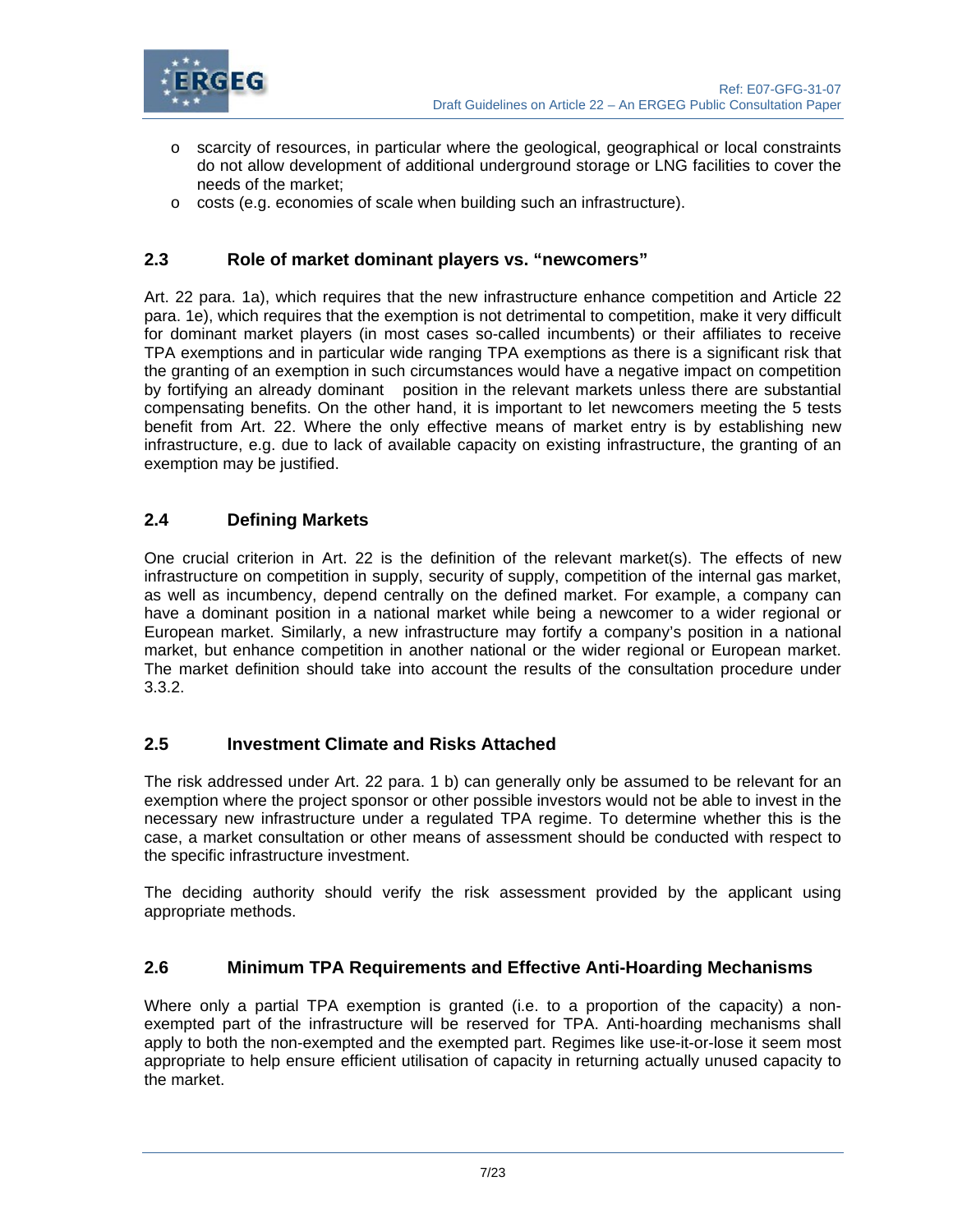- scarcity of resources, in particular where the geological, geographical or local constraints do not allow development of additional underground storage or LNG facilities to cover the needs of the market;
- costs (e.g. economies of scale when building such an infrastructure).

## 2.3 Role of market dominant players vs. "newcomers"

Art. 22 para. 1a), which requires that the new infrastructure enhance competition and Article 22 para. 1e), which requires that the exemption is not detrimental to competition, make it very difficult for dominant market players (in most cases so-called incumbents) or their affiliates to receive TPA exemptions and in particular wide ranging TPA exemptions as there is a significant risk that the granting of an exemption in such circumstances would have a negative impact on competition by fortifying an already dominant position in the relevant markets unless there are substantial compensating benefits. On the other hand, it is important to let newcomers meeting the 5 tests benefit from Art. 22. Where the only effective means of market entry is by establishing new infrastructure, e.g. due to lack of available capacity on existing infrastructure, the granting of an exemption may be justified.

## 2.4 Defining Markets

One crucial criterion in Art. 22 is the definition of the relevant market(s). The effects of new infrastructure on competition in supply, security of supply, competition of the internal gas market, as well as incumbency, depend centrally on the defined market. For example, a company can have a dominant position in a national market while being a newcomer to a wider regional or European market. Similarly, a new infrastructure may fortify a company's position in a national market, but enhance competition in another national or the wider regional or European market. The market definition should take into account the results of the consultation procedure under 3.3.2.

## 2.5 Investment Climate and Risks Attached

The risk addressed under Art. 22 para. 1 b) can generally only be assumed to be relevant for an exemption where the project sponsor or other possible investors would not be able to invest in the necessary new infrastructure under a regulated TPA regime. To determine whether this is the case, a market consultation or other means of assessment should be conducted with respect to the specific infrastructure investment.

The deciding authority should verify the risk assessment provided by the applicant using appropriate methods.

## 2.6 Minimum TPA Requirements and Effective Anti-Hoarding Mechanisms

Where only a partial TPA exemption is granted (i.e. to a proportion of the capacity) a non-exempted part of the infrastructure will be reserved for TPA. Anti-hoarding mechanisms shall apply to both the non-exempted and the exempted part. Regimes like use-it-or-lose it seem most appropriate to help ensure efficient utilisation of capacity in returning actually unused capacity to the market.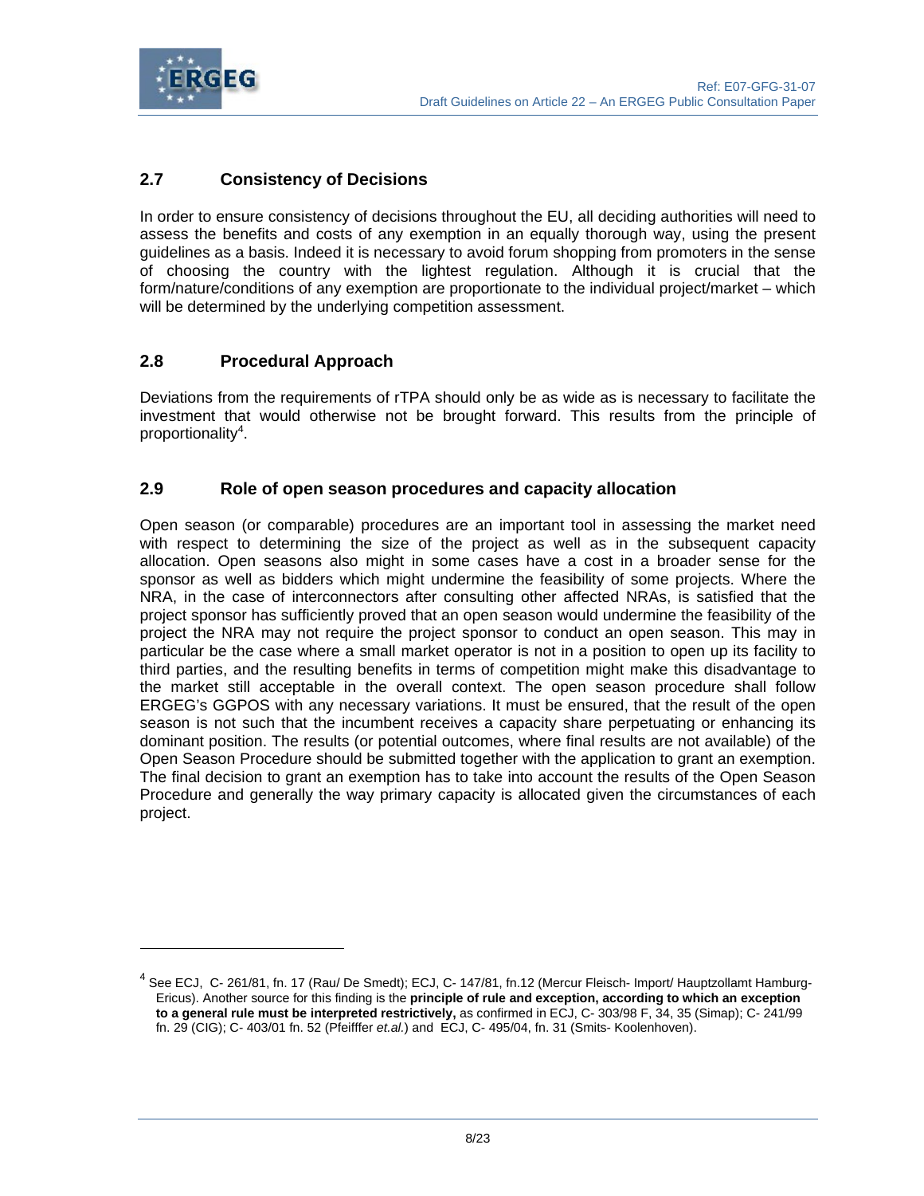## 2.7 Consistency of Decisions

In order to ensure consistency of decisions throughout the EU, all deciding authorities will need to assess the benefits and costs of any exemption in an equally thorough way, using the present guidelines as a basis. Indeed it is necessary to avoid forum shopping from promoters in the sense of choosing the country with the lightest regulation. Although it is crucial that the form/nature/conditions of any exemption are proportionate to the individual project/market – which will be determined by the underlying competition assessment.

## 2.8 Procedural Approach

Deviations from the requirements of rTPA should only be as wide as is necessary to facilitate the investment that would otherwise not be brought forward. This results from the principle of proportionality[4].

## 2.9 Role of open season procedures and capacity allocation

Open season (or comparable) procedures are an important tool in assessing the market need with respect to determining the size of the project as well as in the subsequent capacity allocation. Open seasons also might in some cases have a cost in a broader sense for the sponsor as well as bidders which might undermine the feasibility of some projects. Where the NRA, in the case of interconnectors after consulting other affected NRAs, is satisfied that the project sponsor has sufficiently proved that an open season would undermine the feasibility of the project the NRA may not require the project sponsor to conduct an open season. This may in particular be the case where a small market operator is not in a position to open up its facility to third parties, and the resulting benefits in terms of competition might make this disadvantage to the market still acceptable in the overall context. The open season procedure shall follow ERGEG's GGPOS with any necessary variations. It must be ensured, that the result of the open season is not such that the incumbent receives a capacity share perpetuating or enhancing its dominant position. The results (or potential outcomes, where final results are not available) of the Open Season Procedure should be submitted together with the application to grant an exemption. The final decision to grant an exemption has to take into account the results of the Open Season Procedure and generally the way primary capacity is allocated given the circumstances of each project.

---

[4] See ECJ, C- 261/81, fn. 17 (Rau/ De Smedt); ECJ, C- 147/81, fn.12 (Mercur Fleisch- Import/ Hauptzollamt Hamburg-Ericus). Another source for this finding is the **principle of rule and exception, according to which an exception to a general rule must be interpreted restrictively,** as confirmed in ECJ, C- 303/98 F, 34, 35 (Simap); C- 241/99 fn. 29 (CIG); C- 403/01 fn. 52 (Pfeifffer *et.al.*) and ECJ, C- 495/04, fn. 31 (Smits- Koolenhoven).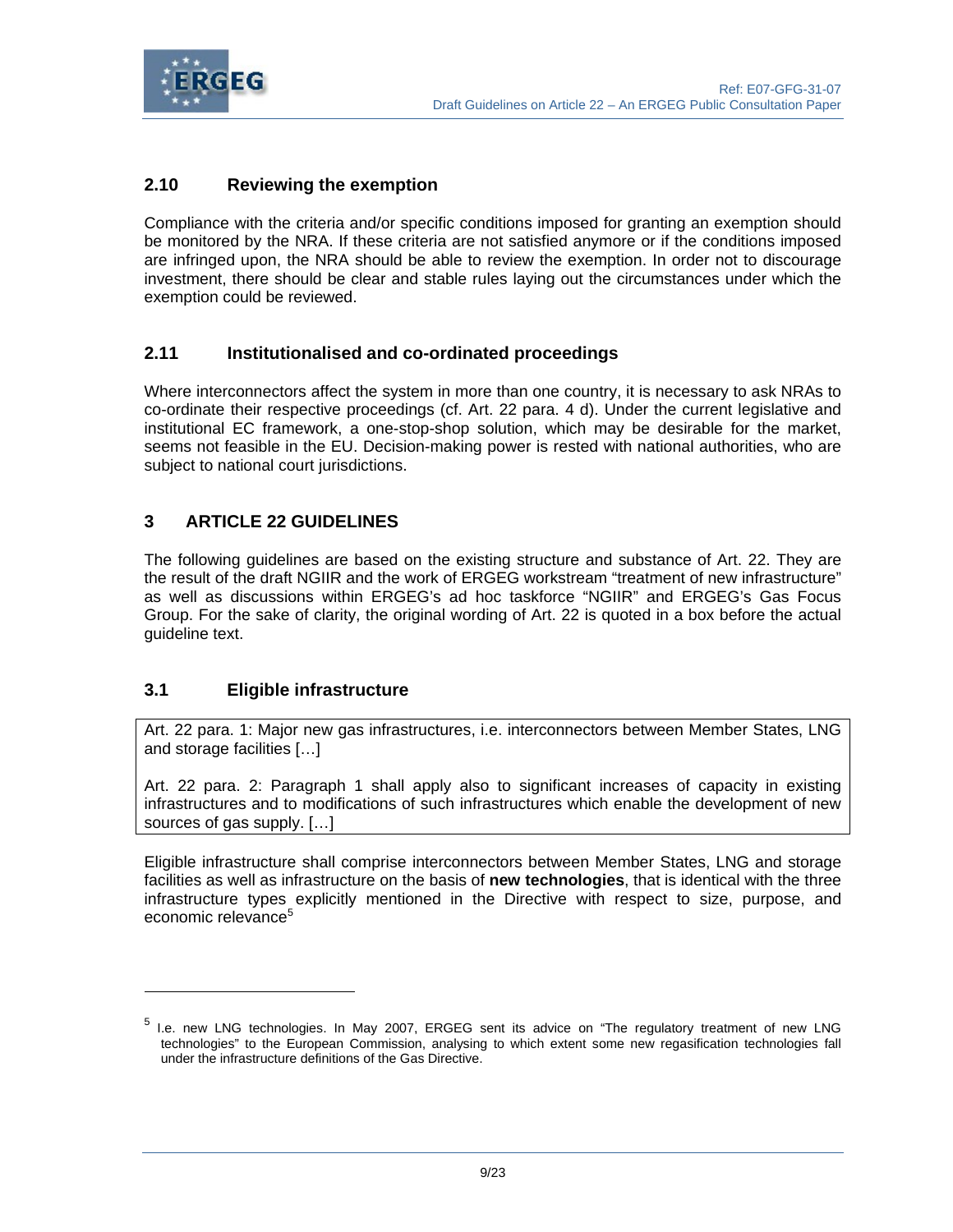### 2.10 Reviewing the exemption

Compliance with the criteria and/or specific conditions imposed for granting an exemption should be monitored by the NRA. If these criteria are not satisfied anymore or if the conditions imposed are infringed upon, the NRA should be able to review the exemption. In order not to discourage investment, there should be clear and stable rules laying out the circumstances under which the exemption could be reviewed.

### 2.11 Institutionalised and co-ordinated proceedings

Where interconnectors affect the system in more than one country, it is necessary to ask NRAs to co-ordinate their respective proceedings (cf. Art. 22 para. 4 d). Under the current legislative and institutional EC framework, a one-stop-shop solution, which may be desirable for the market, seems not feasible in the EU. Decision-making power is rested with national authorities, who are subject to national court jurisdictions.

## 3 ARTICLE 22 GUIDELINES

The following guidelines are based on the existing structure and substance of Art. 22. They are the result of the draft NGIIR and the work of ERGEG workstream "treatment of new infrastructure" as well as discussions within ERGEG's ad hoc taskforce "NGIIR" and ERGEG's Gas Focus Group. For the sake of clarity, the original wording of Art. 22 is quoted in a box before the actual guideline text.

### 3.1 Eligible infrastructure

> Art. 22 para. 1: Major new gas infrastructures, i.e. interconnectors between Member States, LNG and storage facilities […]
>
> Art. 22 para. 2: Paragraph 1 shall apply also to significant increases of capacity in existing infrastructures and to modifications of such infrastructures which enable the development of new sources of gas supply. […]

Eligible infrastructure shall comprise interconnectors between Member States, LNG and storage facilities as well as infrastructure on the basis of **new technologies**, that is identical with the three infrastructure types explicitly mentioned in the Directive with respect to size, purpose, and economic relevance[5]

---

[5] I.e. new LNG technologies. In May 2007, ERGEG sent its advice on "The regulatory treatment of new LNG technologies" to the European Commission, analysing to which extent some new regasification technologies fall under the infrastructure definitions of the Gas Directive.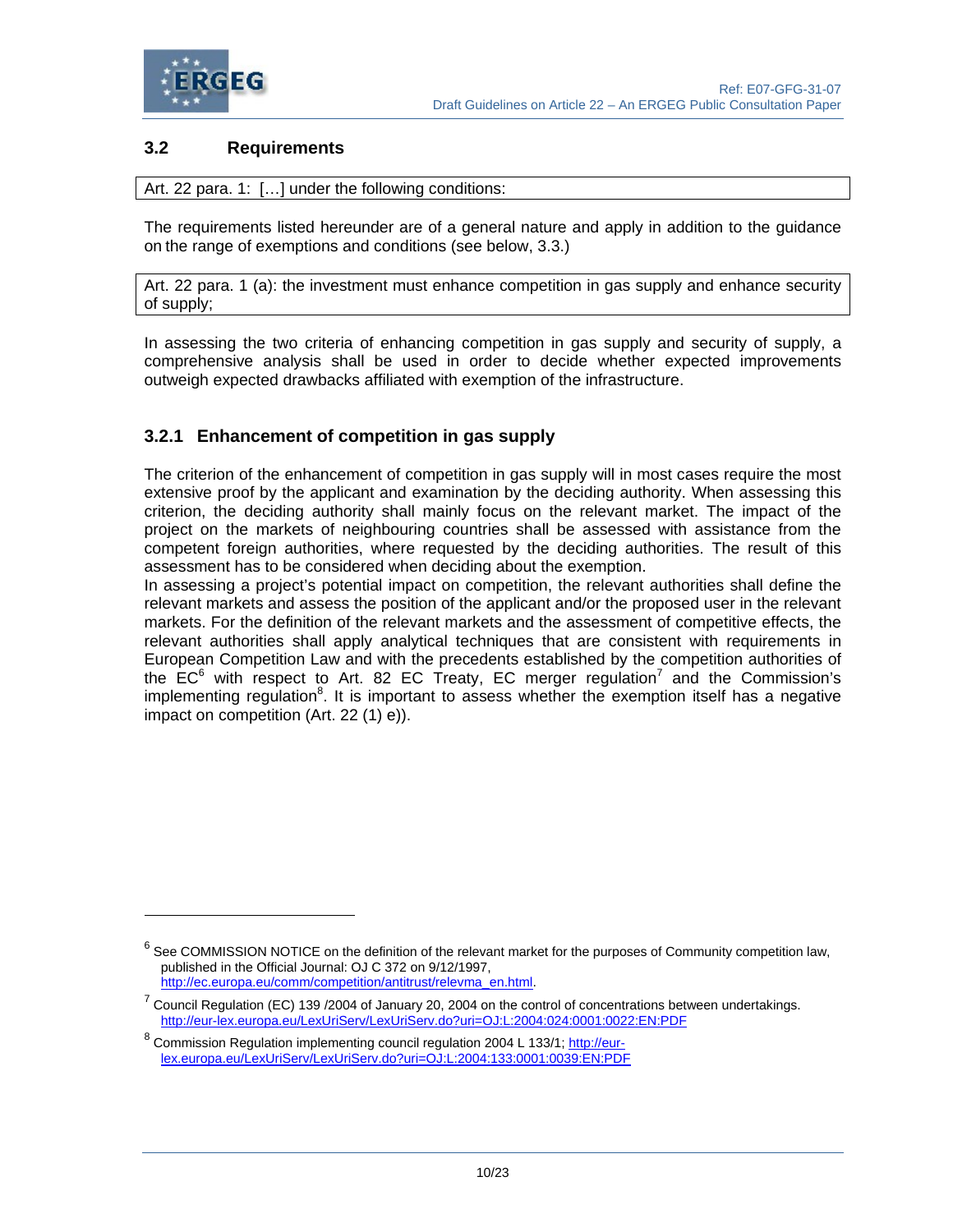## 3.2 Requirements

Art. 22 para. 1: […] under the following conditions:

The requirements listed hereunder are of a general nature and apply in addition to the guidance on the range of exemptions and conditions (see below, 3.3.)

Art. 22 para. 1 (a): the investment must enhance competition in gas supply and enhance security of supply;

In assessing the two criteria of enhancing competition in gas supply and security of supply, a comprehensive analysis shall be used in order to decide whether expected improvements outweigh expected drawbacks affiliated with exemption of the infrastructure.

### 3.2.1 Enhancement of competition in gas supply

The criterion of the enhancement of competition in gas supply will in most cases require the most extensive proof by the applicant and examination by the deciding authority. When assessing this criterion, the deciding authority shall mainly focus on the relevant market. The impact of the project on the markets of neighbouring countries shall be assessed with assistance from the competent foreign authorities, where requested by the deciding authorities. The result of this assessment has to be considered when deciding about the exemption.

In assessing a project's potential impact on competition, the relevant authorities shall define the relevant markets and assess the position of the applicant and/or the proposed user in the relevant markets. For the definition of the relevant markets and the assessment of competitive effects, the relevant authorities shall apply analytical techniques that are consistent with requirements in European Competition Law and with the precedents established by the competition authorities of the EC[6] with respect to Art. 82 EC Treaty, EC merger regulation[7] and the Commission's implementing regulation[8]. It is important to assess whether the exemption itself has a negative impact on competition (Art. 22 (1) e)).

---

[6] See COMMISSION NOTICE on the definition of the relevant market for the purposes of Community competition law, published in the Official Journal: OJ C 372 on 9/12/1997, http://ec.europa.eu/comm/competition/antitrust/relevma_en.html.

[7] Council Regulation (EC) 139 /2004 of January 20, 2004 on the control of concentrations between undertakings. http://eur-lex.europa.eu/LexUriServ/LexUriServ.do?uri=OJ:L:2004:024:0001:0022:EN:PDF

[8] Commission Regulation implementing council regulation 2004 L 133/1; http://eur-lex.europa.eu/LexUriServ/LexUriServ.do?uri=OJ:L:2004:133:0001:0039:EN:PDF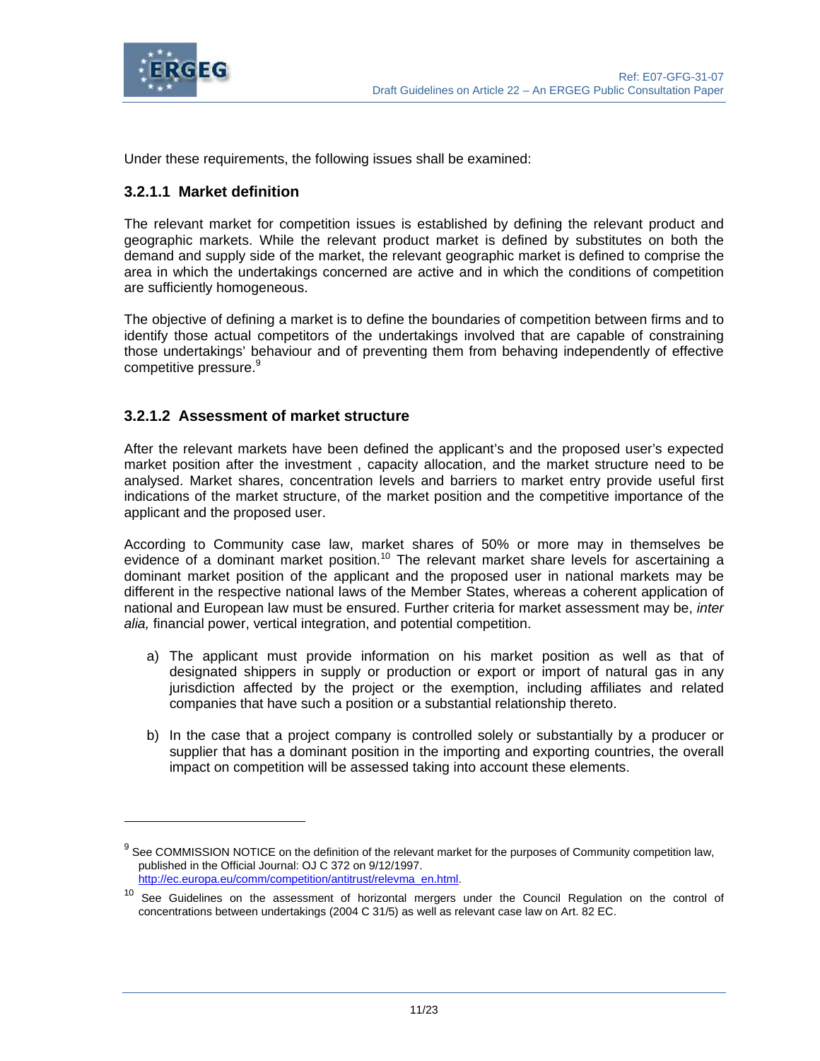Under these requirements, the following issues shall be examined:

#### 3.2.1.1 Market definition

The relevant market for competition issues is established by defining the relevant product and geographic markets. While the relevant product market is defined by substitutes on both the demand and supply side of the market, the relevant geographic market is defined to comprise the area in which the undertakings concerned are active and in which the conditions of competition are sufficiently homogeneous.

The objective of defining a market is to define the boundaries of competition between firms and to identify those actual competitors of the undertakings involved that are capable of constraining those undertakings' behaviour and of preventing them from behaving independently of effective competitive pressure.[9]

#### 3.2.1.2 Assessment of market structure

After the relevant markets have been defined the applicant's and the proposed user's expected market position after the investment , capacity allocation, and the market structure need to be analysed. Market shares, concentration levels and barriers to market entry provide useful first indications of the market structure, of the market position and the competitive importance of the applicant and the proposed user.

According to Community case law, market shares of 50% or more may in themselves be evidence of a dominant market position.[10] The relevant market share levels for ascertaining a dominant market position of the applicant and the proposed user in national markets may be different in the respective national laws of the Member States, whereas a coherent application of national and European law must be ensured. Further criteria for market assessment may be, *inter alia,* financial power, vertical integration, and potential competition.

a) The applicant must provide information on his market position as well as that of designated shippers in supply or production or export or import of natural gas in any jurisdiction affected by the project or the exemption, including affiliates and related companies that have such a position or a substantial relationship thereto.

b) In the case that a project company is controlled solely or substantially by a producer or supplier that has a dominant position in the importing and exporting countries, the overall impact on competition will be assessed taking into account these elements.

---

[9] See COMMISSION NOTICE on the definition of the relevant market for the purposes of Community competition law, published in the Official Journal: OJ C 372 on 9/12/1997. http://ec.europa.eu/comm/competition/antitrust/relevma_en.html.

[10] See Guidelines on the assessment of horizontal mergers under the Council Regulation on the control of concentrations between undertakings (2004 C 31/5) as well as relevant case law on Art. 82 EC.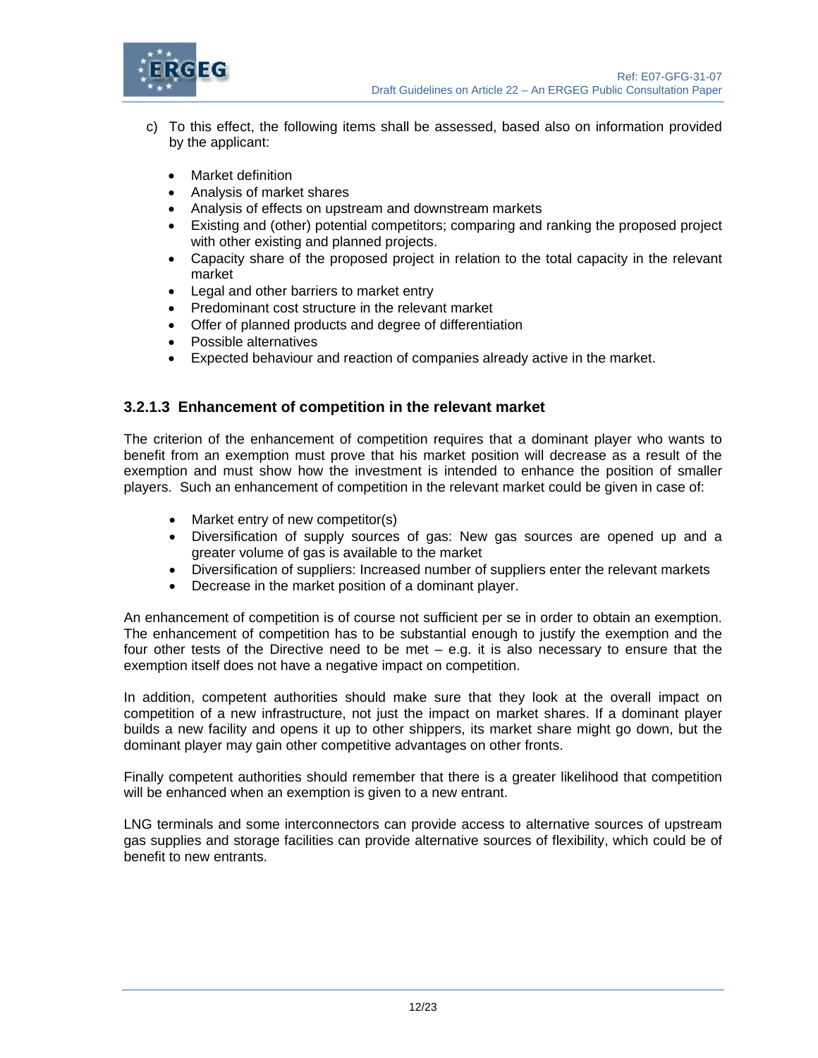c) To this effect, the following items shall be assessed, based also on information provided by the applicant:

- Market definition
- Analysis of market shares
- Analysis of effects on upstream and downstream markets
- Existing and (other) potential competitors; comparing and ranking the proposed project with other existing and planned projects.
- Capacity share of the proposed project in relation to the total capacity in the relevant market
- Legal and other barriers to market entry
- Predominant cost structure in the relevant market
- Offer of planned products and degree of differentiation
- Possible alternatives
- Expected behaviour and reaction of companies already active in the market.

#### 3.2.1.3 Enhancement of competition in the relevant market

The criterion of the enhancement of competition requires that a dominant player who wants to benefit from an exemption must prove that his market position will decrease as a result of the exemption and must show how the investment is intended to enhance the position of smaller players. Such an enhancement of competition in the relevant market could be given in case of:

- Market entry of new competitor(s)
- Diversification of supply sources of gas: New gas sources are opened up and a greater volume of gas is available to the market
- Diversification of suppliers: Increased number of suppliers enter the relevant markets
- Decrease in the market position of a dominant player.

An enhancement of competition is of course not sufficient per se in order to obtain an exemption. The enhancement of competition has to be substantial enough to justify the exemption and the four other tests of the Directive need to be met – e.g. it is also necessary to ensure that the exemption itself does not have a negative impact on competition.

In addition, competent authorities should make sure that they look at the overall impact on competition of a new infrastructure, not just the impact on market shares. If a dominant player builds a new facility and opens it up to other shippers, its market share might go down, but the dominant player may gain other competitive advantages on other fronts.

Finally competent authorities should remember that there is a greater likelihood that competition will be enhanced when an exemption is given to a new entrant.

LNG terminals and some interconnectors can provide access to alternative sources of upstream gas supplies and storage facilities can provide alternative sources of flexibility, which could be of benefit to new entrants.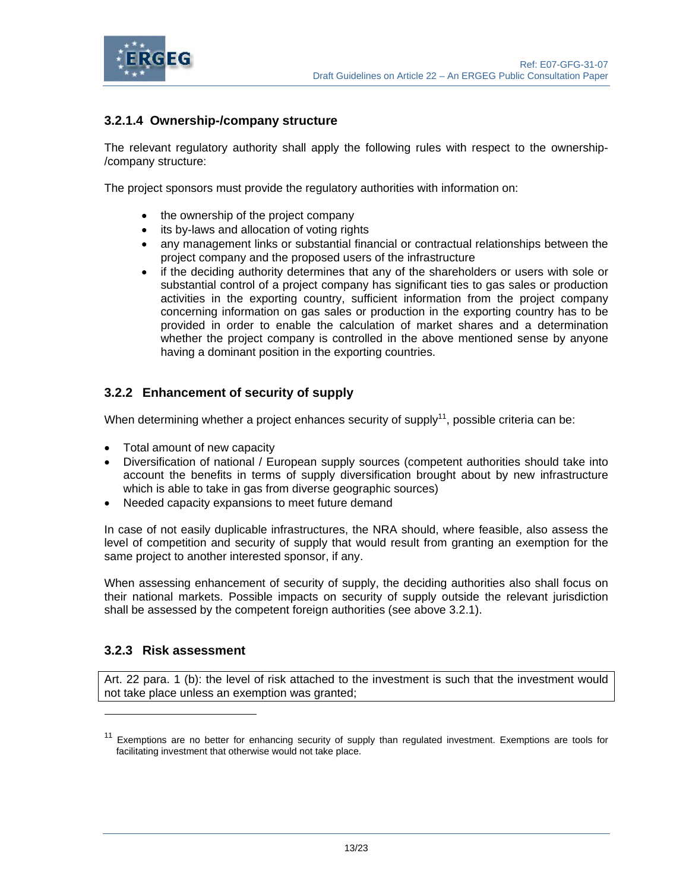#### 3.2.1.4 Ownership-/company structure

The relevant regulatory authority shall apply the following rules with respect to the ownership-/company structure:

The project sponsors must provide the regulatory authorities with information on:

- the ownership of the project company
- its by-laws and allocation of voting rights
- any management links or substantial financial or contractual relationships between the project company and the proposed users of the infrastructure
- if the deciding authority determines that any of the shareholders or users with sole or substantial control of a project company has significant ties to gas sales or production activities in the exporting country, sufficient information from the project company concerning information on gas sales or production in the exporting country has to be provided in order to enable the calculation of market shares and a determination whether the project company is controlled in the above mentioned sense by anyone having a dominant position in the exporting countries.

### 3.2.2 Enhancement of security of supply

When determining whether a project enhances security of supply[11], possible criteria can be:

- Total amount of new capacity
- Diversification of national / European supply sources (competent authorities should take into account the benefits in terms of supply diversification brought about by new infrastructure which is able to take in gas from diverse geographic sources)
- Needed capacity expansions to meet future demand

In case of not easily duplicable infrastructures, the NRA should, where feasible, also assess the level of competition and security of supply that would result from granting an exemption for the same project to another interested sponsor, if any.

When assessing enhancement of security of supply, the deciding authorities also shall focus on their national markets. Possible impacts on security of supply outside the relevant jurisdiction shall be assessed by the competent foreign authorities (see above 3.2.1).

### 3.2.3 Risk assessment

| Art. 22 para. 1 (b): the level of risk attached to the investment is such that the investment would not take place unless an exemption was granted; |
|---|

[11] Exemptions are no better for enhancing security of supply than regulated investment. Exemptions are tools for facilitating investment that otherwise would not take place.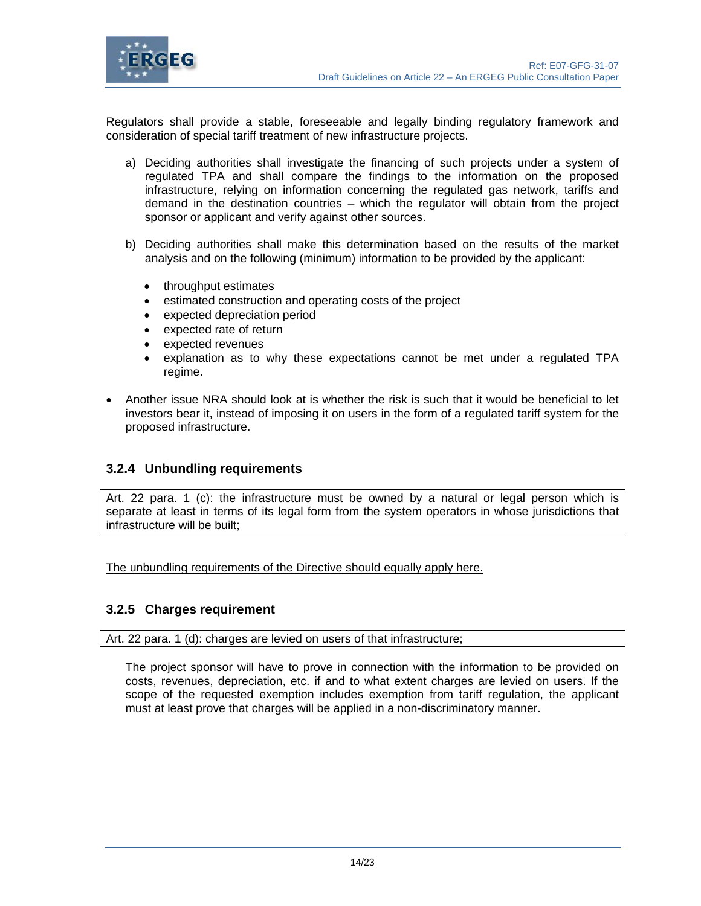Regulators shall provide a stable, foreseeable and legally binding regulatory framework and consideration of special tariff treatment of new infrastructure projects.

a) Deciding authorities shall investigate the financing of such projects under a system of regulated TPA and shall compare the findings to the information on the proposed infrastructure, relying on information concerning the regulated gas network, tariffs and demand in the destination countries – which the regulator will obtain from the project sponsor or applicant and verify against other sources.

b) Deciding authorities shall make this determination based on the results of the market analysis and on the following (minimum) information to be provided by the applicant:

   - throughput estimates
   - estimated construction and operating costs of the project
   - expected depreciation period
   - expected rate of return
   - expected revenues
   - explanation as to why these expectations cannot be met under a regulated TPA regime.

- Another issue NRA should look at is whether the risk is such that it would be beneficial to let investors bear it, instead of imposing it on users in the form of a regulated tariff system for the proposed infrastructure.

### 3.2.4 Unbundling requirements

> Art. 22 para. 1 (c): the infrastructure must be owned by a natural or legal person which is separate at least in terms of its legal form from the system operators in whose jurisdictions that infrastructure will be built;

<u>The unbundling requirements of the Directive should equally apply here.</u>

### 3.2.5 Charges requirement

> Art. 22 para. 1 (d): charges are levied on users of that infrastructure;

The project sponsor will have to prove in connection with the information to be provided on costs, revenues, depreciation, etc. if and to what extent charges are levied on users. If the scope of the requested exemption includes exemption from tariff regulation, the applicant must at least prove that charges will be applied in a non-discriminatory manner.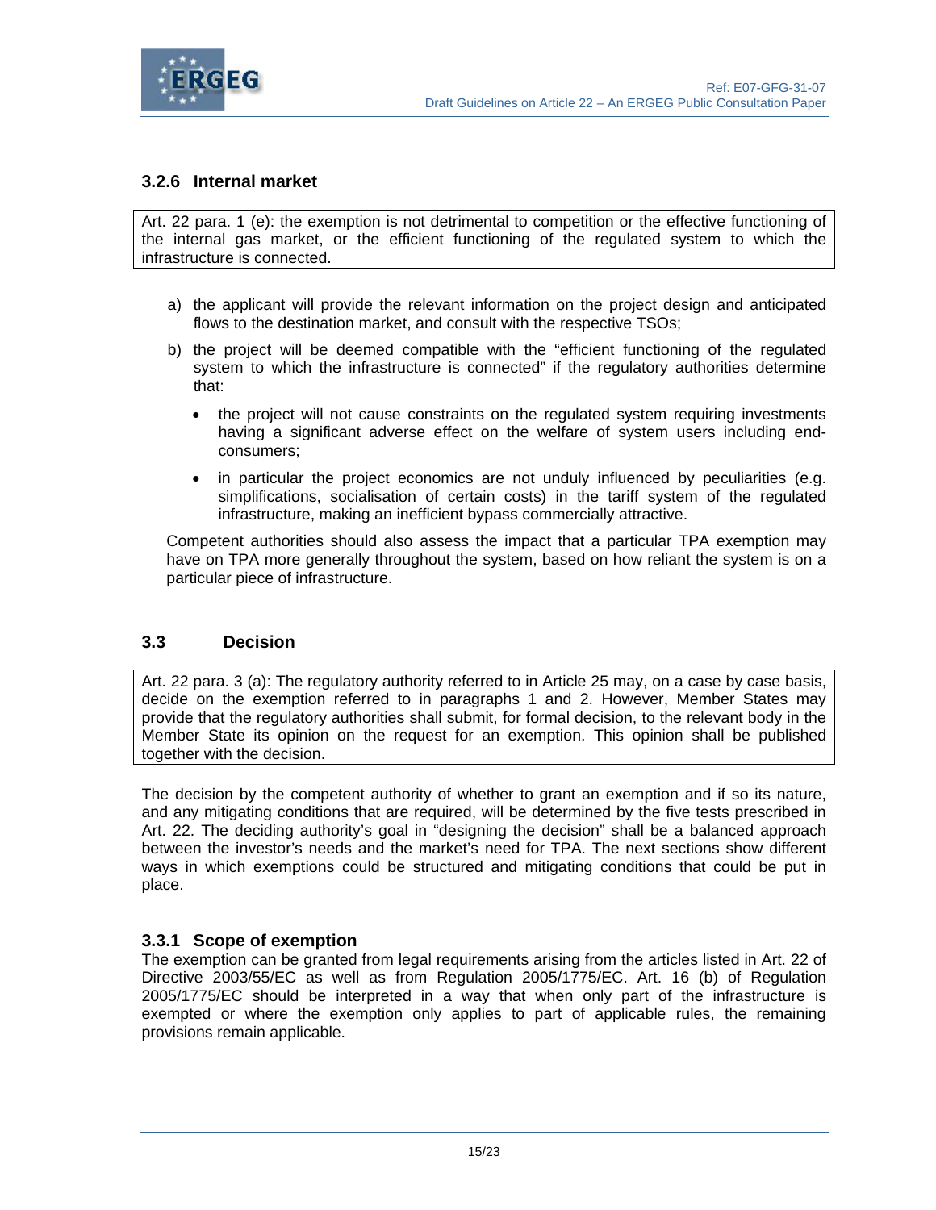### 3.2.6 Internal market

> Art. 22 para. 1 (e): the exemption is not detrimental to competition or the effective functioning of the internal gas market, or the efficient functioning of the regulated system to which the infrastructure is connected.

a) the applicant will provide the relevant information on the project design and anticipated flows to the destination market, and consult with the respective TSOs;

b) the project will be deemed compatible with the "efficient functioning of the regulated system to which the infrastructure is connected" if the regulatory authorities determine that:

   - the project will not cause constraints on the regulated system requiring investments having a significant adverse effect on the welfare of system users including end-consumers;
   - in particular the project economics are not unduly influenced by peculiarities (e.g. simplifications, socialisation of certain costs) in the tariff system of the regulated infrastructure, making an inefficient bypass commercially attractive.

Competent authorities should also assess the impact that a particular TPA exemption may have on TPA more generally throughout the system, based on how reliant the system is on a particular piece of infrastructure.

## 3.3 Decision

> Art. 22 para. 3 (a): The regulatory authority referred to in Article 25 may, on a case by case basis, decide on the exemption referred to in paragraphs 1 and 2. However, Member States may provide that the regulatory authorities shall submit, for formal decision, to the relevant body in the Member State its opinion on the request for an exemption. This opinion shall be published together with the decision.

The decision by the competent authority of whether to grant an exemption and if so its nature, and any mitigating conditions that are required, will be determined by the five tests prescribed in Art. 22. The deciding authority's goal in "designing the decision" shall be a balanced approach between the investor's needs and the market's need for TPA. The next sections show different ways in which exemptions could be structured and mitigating conditions that could be put in place.

### 3.3.1 Scope of exemption

The exemption can be granted from legal requirements arising from the articles listed in Art. 22 of Directive 2003/55/EC as well as from Regulation 2005/1775/EC. Art. 16 (b) of Regulation 2005/1775/EC should be interpreted in a way that when only part of the infrastructure is exempted or where the exemption only applies to part of applicable rules, the remaining provisions remain applicable.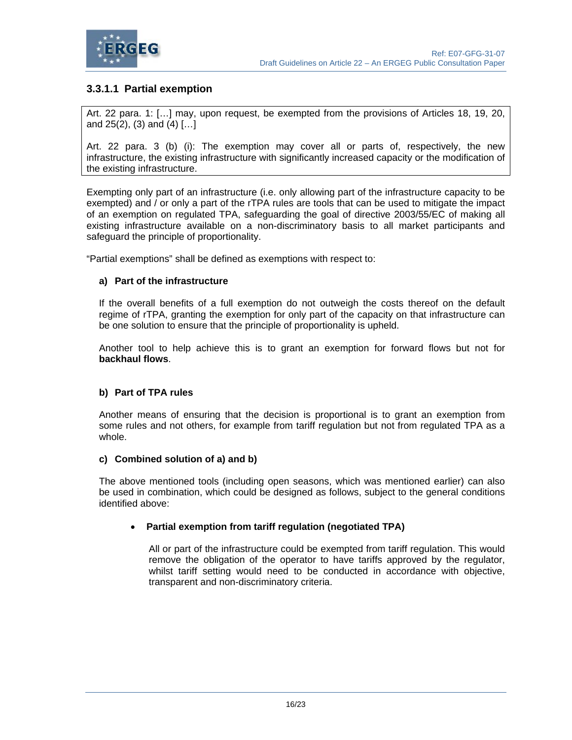### 3.3.1.1 Partial exemption

> Art. 22 para. 1: […] may, upon request, be exempted from the provisions of Articles 18, 19, 20, and 25(2), (3) and (4) […]
>
> Art. 22 para. 3 (b) (i): The exemption may cover all or parts of, respectively, the new infrastructure, the existing infrastructure with significantly increased capacity or the modification of the existing infrastructure.

Exempting only part of an infrastructure (i.e. only allowing part of the infrastructure capacity to be exempted) and / or only a part of the rTPA rules are tools that can be used to mitigate the impact of an exemption on regulated TPA, safeguarding the goal of directive 2003/55/EC of making all existing infrastructure available on a non-discriminatory basis to all market participants and safeguard the principle of proportionality.

"Partial exemptions" shall be defined as exemptions with respect to:

**a) Part of the infrastructure**

If the overall benefits of a full exemption do not outweigh the costs thereof on the default regime of rTPA, granting the exemption for only part of the capacity on that infrastructure can be one solution to ensure that the principle of proportionality is upheld.

Another tool to help achieve this is to grant an exemption for forward flows but not for **backhaul flows**.

**b) Part of TPA rules**

Another means of ensuring that the decision is proportional is to grant an exemption from some rules and not others, for example from tariff regulation but not from regulated TPA as a whole.

**c) Combined solution of a) and b)**

The above mentioned tools (including open seasons, which was mentioned earlier) can also be used in combination, which could be designed as follows, subject to the general conditions identified above:

- **Partial exemption from tariff regulation (negotiated TPA)**

  All or part of the infrastructure could be exempted from tariff regulation. This would remove the obligation of the operator to have tariffs approved by the regulator, whilst tariff setting would need to be conducted in accordance with objective, transparent and non-discriminatory criteria.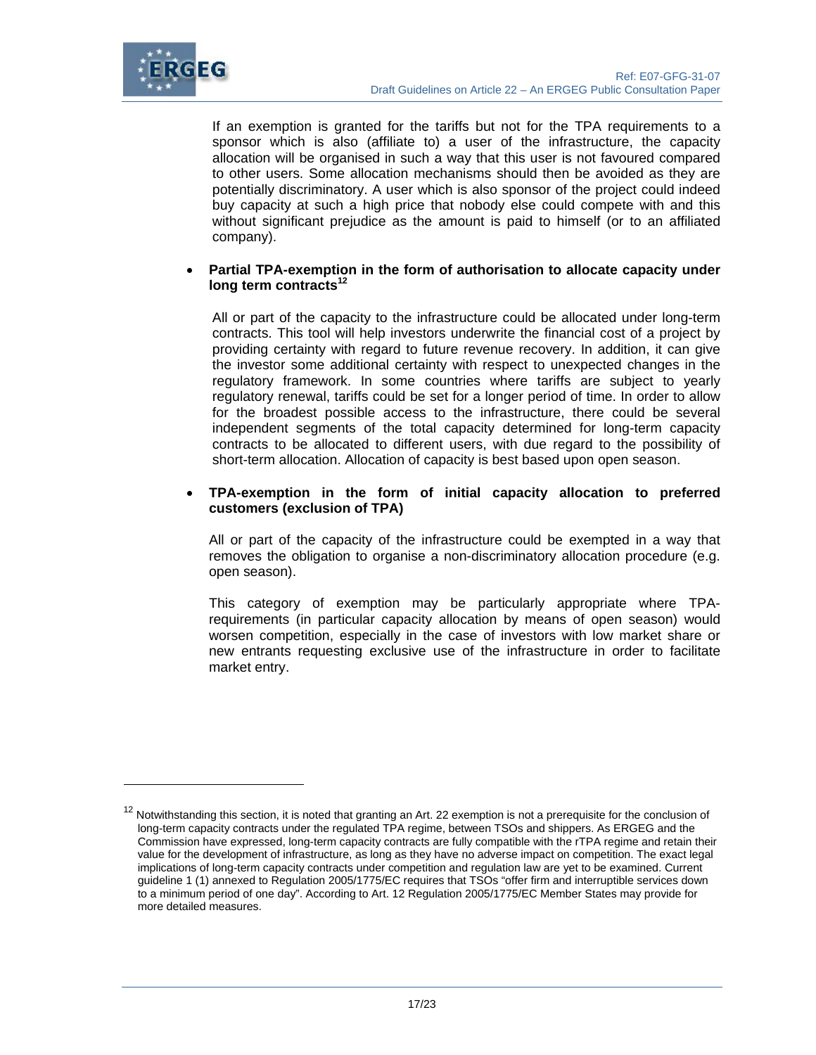If an exemption is granted for the tariffs but not for the TPA requirements to a sponsor which is also (affiliate to) a user of the infrastructure, the capacity allocation will be organised in such a way that this user is not favoured compared to other users. Some allocation mechanisms should then be avoided as they are potentially discriminatory. A user which is also sponsor of the project could indeed buy capacity at such a high price that nobody else could compete with and this without significant prejudice as the amount is paid to himself (or to an affiliated company).

- **Partial TPA-exemption in the form of authorisation to allocate capacity under long term contracts[12]**

  All or part of the capacity to the infrastructure could be allocated under long-term contracts. This tool will help investors underwrite the financial cost of a project by providing certainty with regard to future revenue recovery. In addition, it can give the investor some additional certainty with respect to unexpected changes in the regulatory framework. In some countries where tariffs are subject to yearly regulatory renewal, tariffs could be set for a longer period of time. In order to allow for the broadest possible access to the infrastructure, there could be several independent segments of the total capacity determined for long-term capacity contracts to be allocated to different users, with due regard to the possibility of short-term allocation. Allocation of capacity is best based upon open season.

- **TPA-exemption in the form of initial capacity allocation to preferred customers (exclusion of TPA)**

  All or part of the capacity of the infrastructure could be exempted in a way that removes the obligation to organise a non-discriminatory allocation procedure (e.g. open season).

  This category of exemption may be particularly appropriate where TPA-requirements (in particular capacity allocation by means of open season) would worsen competition, especially in the case of investors with low market share or new entrants requesting exclusive use of the infrastructure in order to facilitate market entry.

---

[12] Notwithstanding this section, it is noted that granting an Art. 22 exemption is not a prerequisite for the conclusion of long-term capacity contracts under the regulated TPA regime, between TSOs and shippers. As ERGEG and the Commission have expressed, long-term capacity contracts are fully compatible with the rTPA regime and retain their value for the development of infrastructure, as long as they have no adverse impact on competition. The exact legal implications of long-term capacity contracts under competition and regulation law are yet to be examined. Current guideline 1 (1) annexed to Regulation 2005/1775/EC requires that TSOs "offer firm and interruptible services down to a minimum period of one day". According to Art. 12 Regulation 2005/1775/EC Member States may provide for more detailed measures.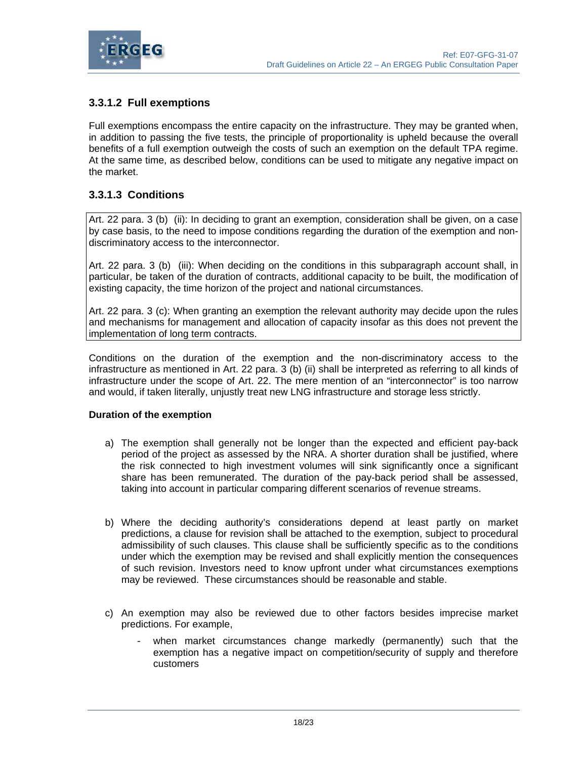### 3.3.1.2 Full exemptions

Full exemptions encompass the entire capacity on the infrastructure. They may be granted when, in addition to passing the five tests, the principle of proportionality is upheld because the overall benefits of a full exemption outweigh the costs of such an exemption on the default TPA regime. At the same time, as described below, conditions can be used to mitigate any negative impact on the market.

### 3.3.1.3 Conditions

> Art. 22 para. 3 (b) (ii): In deciding to grant an exemption, consideration shall be given, on a case by case basis, to the need to impose conditions regarding the duration of the exemption and non-discriminatory access to the interconnector.
>
> Art. 22 para. 3 (b) (iii): When deciding on the conditions in this subparagraph account shall, in particular, be taken of the duration of contracts, additional capacity to be built, the modification of existing capacity, the time horizon of the project and national circumstances.
>
> Art. 22 para. 3 (c): When granting an exemption the relevant authority may decide upon the rules and mechanisms for management and allocation of capacity insofar as this does not prevent the implementation of long term contracts.

Conditions on the duration of the exemption and the non-discriminatory access to the infrastructure as mentioned in Art. 22 para. 3 (b) (ii) shall be interpreted as referring to all kinds of infrastructure under the scope of Art. 22. The mere mention of an "interconnector" is too narrow and would, if taken literally, unjustly treat new LNG infrastructure and storage less strictly.

**Duration of the exemption**

a) The exemption shall generally not be longer than the expected and efficient pay-back period of the project as assessed by the NRA. A shorter duration shall be justified, where the risk connected to high investment volumes will sink significantly once a significant share has been remunerated. The duration of the pay-back period shall be assessed, taking into account in particular comparing different scenarios of revenue streams.

b) Where the deciding authority's considerations depend at least partly on market predictions, a clause for revision shall be attached to the exemption, subject to procedural admissibility of such clauses. This clause shall be sufficiently specific as to the conditions under which the exemption may be revised and shall explicitly mention the consequences of such revision. Investors need to know upfront under what circumstances exemptions may be reviewed. These circumstances should be reasonable and stable.

c) An exemption may also be reviewed due to other factors besides imprecise market predictions. For example,

   - when market circumstances change markedly (permanently) such that the exemption has a negative impact on competition/security of supply and therefore customers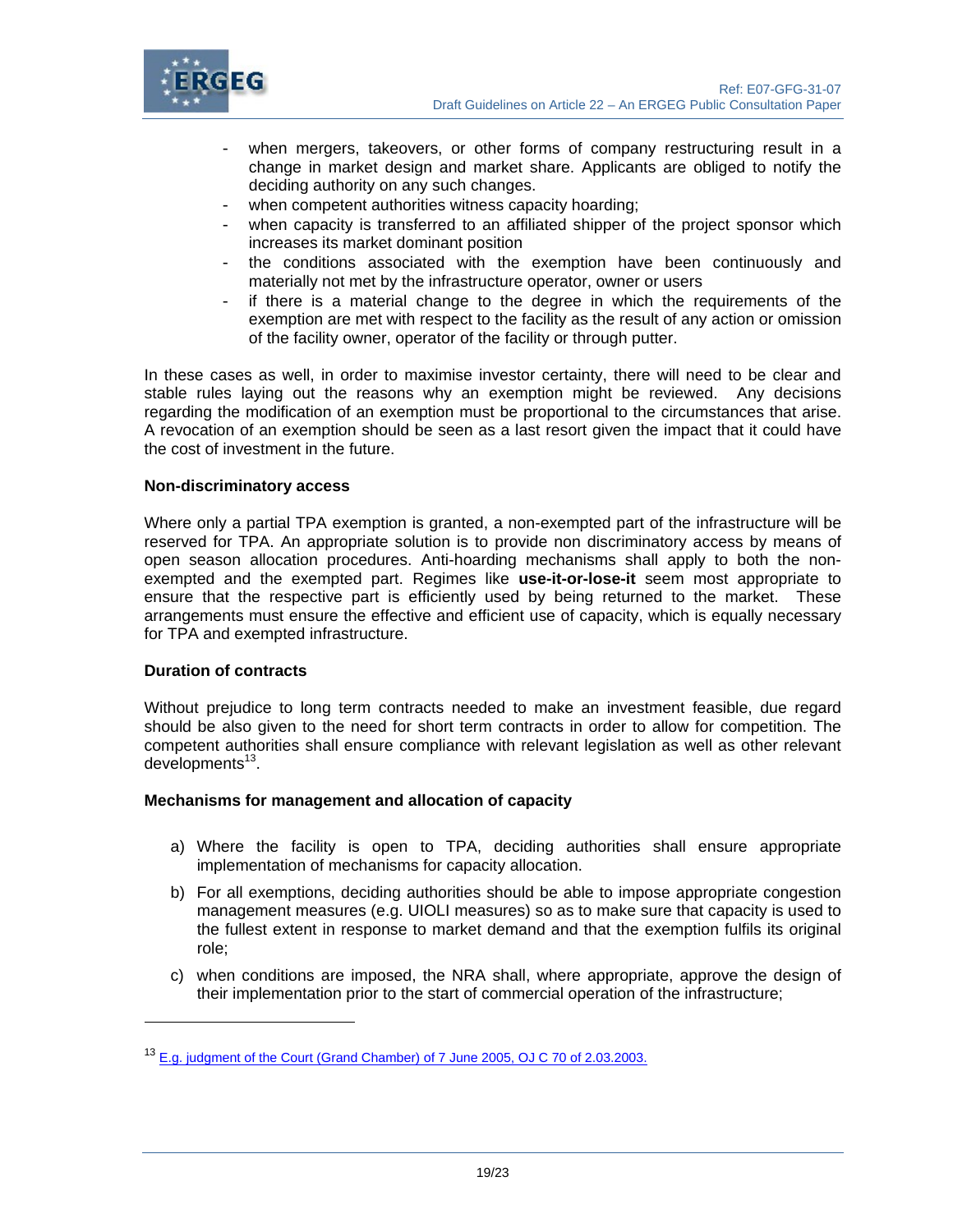- when mergers, takeovers, or other forms of company restructuring result in a change in market design and market share. Applicants are obliged to notify the deciding authority on any such changes.
- when competent authorities witness capacity hoarding;
- when capacity is transferred to an affiliated shipper of the project sponsor which increases its market dominant position
- the conditions associated with the exemption have been continuously and materially not met by the infrastructure operator, owner or users
- if there is a material change to the degree in which the requirements of the exemption are met with respect to the facility as the result of any action or omission of the facility owner, operator of the facility or through putter.

In these cases as well, in order to maximise investor certainty, there will need to be clear and stable rules laying out the reasons why an exemption might be reviewed. Any decisions regarding the modification of an exemption must be proportional to the circumstances that arise. A revocation of an exemption should be seen as a last resort given the impact that it could have the cost of investment in the future.

**Non-discriminatory access**

Where only a partial TPA exemption is granted, a non-exempted part of the infrastructure will be reserved for TPA. An appropriate solution is to provide non discriminatory access by means of open season allocation procedures. Anti-hoarding mechanisms shall apply to both the non-exempted and the exempted part. Regimes like **use-it-or-lose-it** seem most appropriate to ensure that the respective part is efficiently used by being returned to the market. These arrangements must ensure the effective and efficient use of capacity, which is equally necessary for TPA and exempted infrastructure.

**Duration of contracts**

Without prejudice to long term contracts needed to make an investment feasible, due regard should be also given to the need for short term contracts in order to allow for competition. The competent authorities shall ensure compliance with relevant legislation as well as other relevant developments[13].

**Mechanisms for management and allocation of capacity**

a) Where the facility is open to TPA, deciding authorities shall ensure appropriate implementation of mechanisms for capacity allocation.

b) For all exemptions, deciding authorities should be able to impose appropriate congestion management measures (e.g. UIOLI measures) so as to make sure that capacity is used to the fullest extent in response to market demand and that the exemption fulfils its original role;

c) when conditions are imposed, the NRA shall, where appropriate, approve the design of their implementation prior to the start of commercial operation of the infrastructure;

---

[13] E.g. judgment of the Court (Grand Chamber) of 7 June 2005, OJ C 70 of 2.03.2003.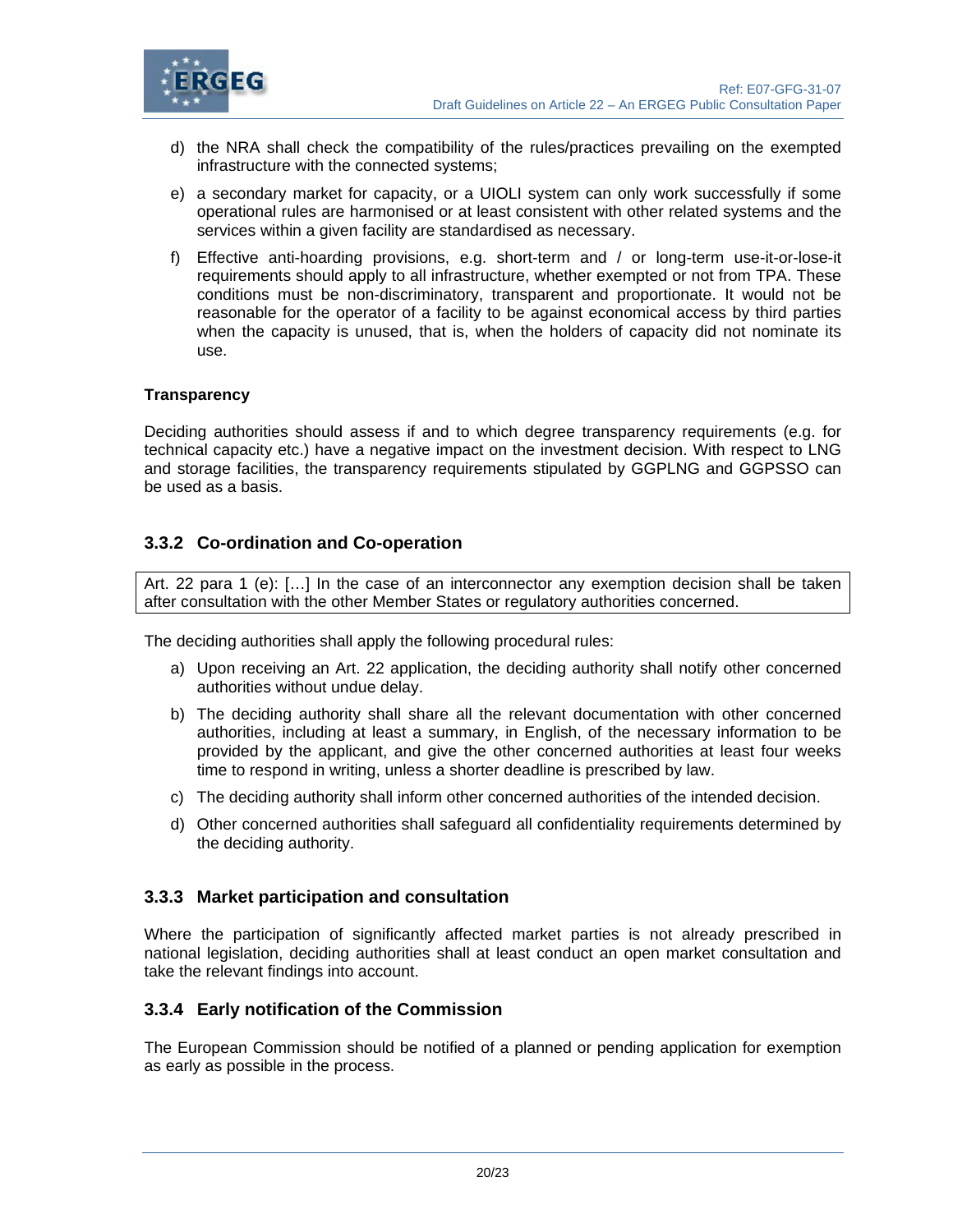d) the NRA shall check the compatibility of the rules/practices prevailing on the exempted infrastructure with the connected systems;

e) a secondary market for capacity, or a UIOLI system can only work successfully if some operational rules are harmonised or at least consistent with other related systems and the services within a given facility are standardised as necessary.

f) Effective anti-hoarding provisions, e.g. short-term and / or long-term use-it-or-lose-it requirements should apply to all infrastructure, whether exempted or not from TPA. These conditions must be non-discriminatory, transparent and proportionate. It would not be reasonable for the operator of a facility to be against economical access by third parties when the capacity is unused, that is, when the holders of capacity did not nominate its use.

**Transparency**

Deciding authorities should assess if and to which degree transparency requirements (e.g. for technical capacity etc.) have a negative impact on the investment decision. With respect to LNG and storage facilities, the transparency requirements stipulated by GGPLNG and GGPSSO can be used as a basis.

### 3.3.2 Co-ordination and Co-operation

Art. 22 para 1 (e): […] In the case of an interconnector any exemption decision shall be taken after consultation with the other Member States or regulatory authorities concerned.

The deciding authorities shall apply the following procedural rules:

a) Upon receiving an Art. 22 application, the deciding authority shall notify other concerned authorities without undue delay.

b) The deciding authority shall share all the relevant documentation with other concerned authorities, including at least a summary, in English, of the necessary information to be provided by the applicant, and give the other concerned authorities at least four weeks time to respond in writing, unless a shorter deadline is prescribed by law.

c) The deciding authority shall inform other concerned authorities of the intended decision.

d) Other concerned authorities shall safeguard all confidentiality requirements determined by the deciding authority.

### 3.3.3 Market participation and consultation

Where the participation of significantly affected market parties is not already prescribed in national legislation, deciding authorities shall at least conduct an open market consultation and take the relevant findings into account.

### 3.3.4 Early notification of the Commission

The European Commission should be notified of a planned or pending application for exemption as early as possible in the process.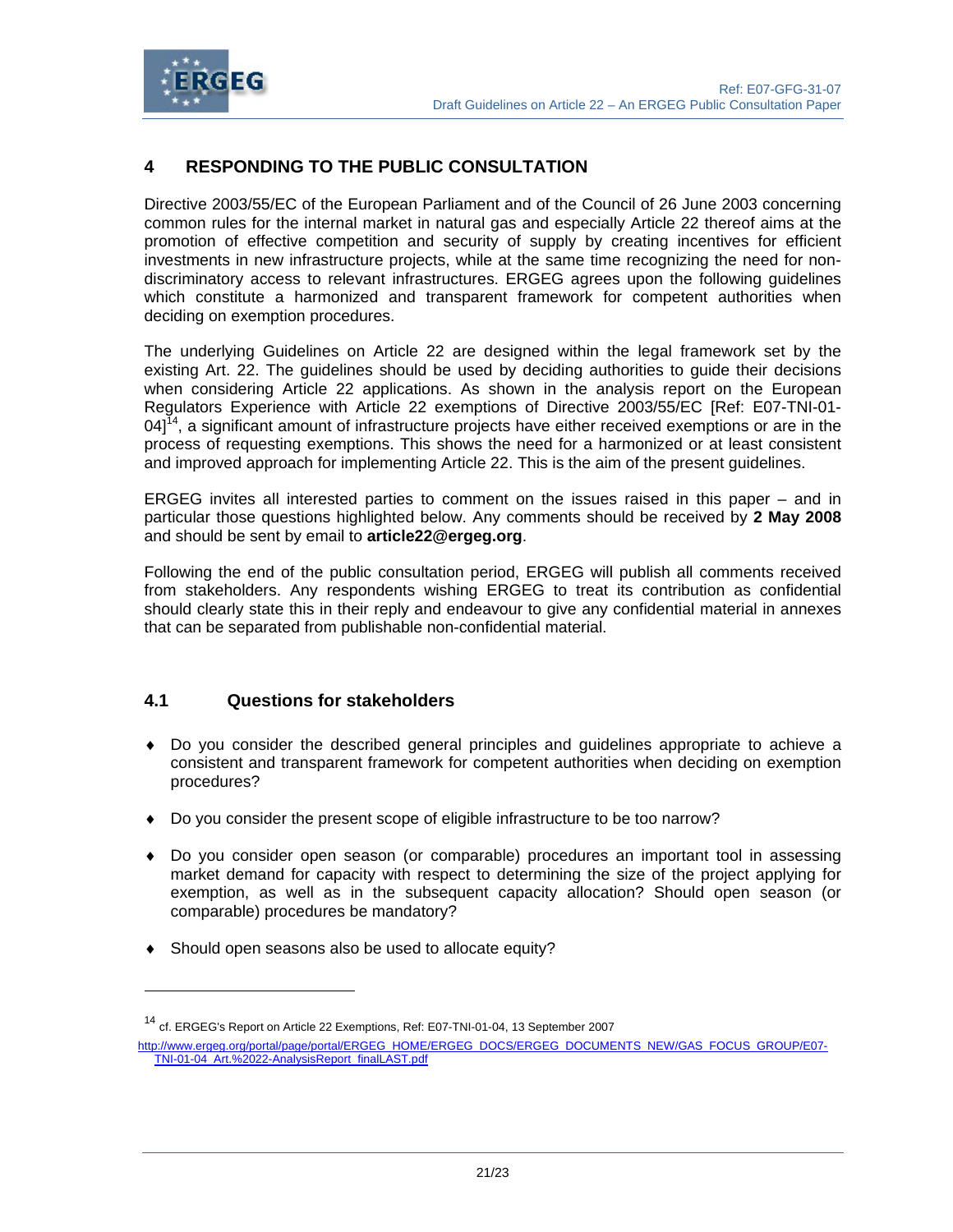## 4 RESPONDING TO THE PUBLIC CONSULTATION

Directive 2003/55/EC of the European Parliament and of the Council of 26 June 2003 concerning common rules for the internal market in natural gas and especially Article 22 thereof aims at the promotion of effective competition and security of supply by creating incentives for efficient investments in new infrastructure projects, while at the same time recognizing the need for non-discriminatory access to relevant infrastructures. ERGEG agrees upon the following guidelines which constitute a harmonized and transparent framework for competent authorities when deciding on exemption procedures.

The underlying Guidelines on Article 22 are designed within the legal framework set by the existing Art. 22. The guidelines should be used by deciding authorities to guide their decisions when considering Article 22 applications. As shown in the analysis report on the European Regulators Experience with Article 22 exemptions of Directive 2003/55/EC [Ref: E07-TNI-01-04][14], a significant amount of infrastructure projects have either received exemptions or are in the process of requesting exemptions. This shows the need for a harmonized or at least consistent and improved approach for implementing Article 22. This is the aim of the present guidelines.

ERGEG invites all interested parties to comment on the issues raised in this paper – and in particular those questions highlighted below. Any comments should be received by **2 May 2008** and should be sent by email to **article22@ergeg.org**.

Following the end of the public consultation period, ERGEG will publish all comments received from stakeholders. Any respondents wishing ERGEG to treat its contribution as confidential should clearly state this in their reply and endeavour to give any confidential material in annexes that can be separated from publishable non-confidential material.

### 4.1 Questions for stakeholders

- Do you consider the described general principles and guidelines appropriate to achieve a consistent and transparent framework for competent authorities when deciding on exemption procedures?
- Do you consider the present scope of eligible infrastructure to be too narrow?
- Do you consider open season (or comparable) procedures an important tool in assessing market demand for capacity with respect to determining the size of the project applying for exemption, as well as in the subsequent capacity allocation? Should open season (or comparable) procedures be mandatory?
- Should open seasons also be used to allocate equity?

---

[14] cf. ERGEG's Report on Article 22 Exemptions, Ref: E07-TNI-01-04, 13 September 2007 http://www.ergeg.org/portal/page/portal/ERGEG_HOME/ERGEG_DOCS/ERGEG_DOCUMENTS_NEW/GAS_FOCUS_GROUP/E07-TNI-01-04_Art.%2022-AnalysisReport_finalLAST.pdf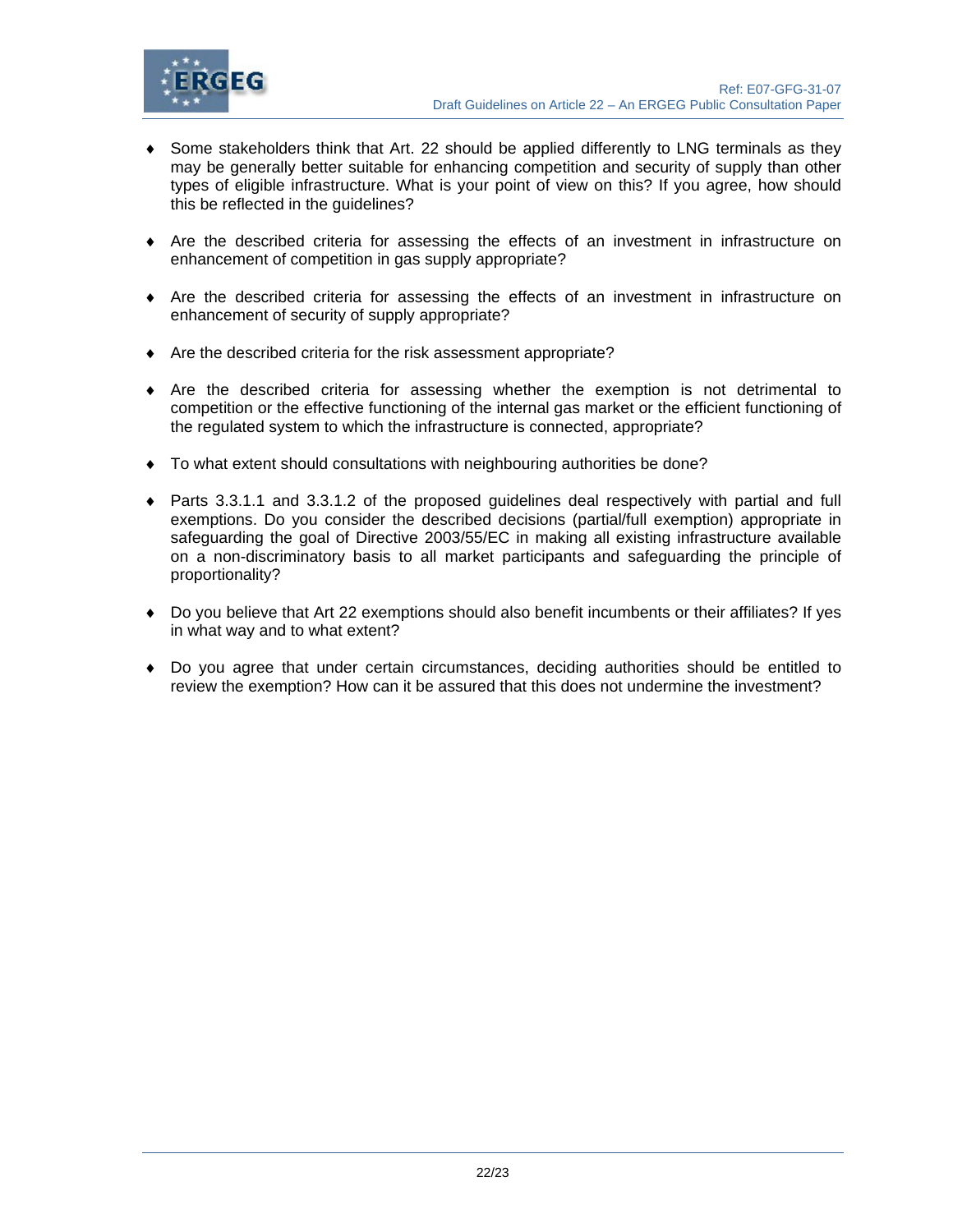- Some stakeholders think that Art. 22 should be applied differently to LNG terminals as they may be generally better suitable for enhancing competition and security of supply than other types of eligible infrastructure. What is your point of view on this? If you agree, how should this be reflected in the guidelines?

- Are the described criteria for assessing the effects of an investment in infrastructure on enhancement of competition in gas supply appropriate?

- Are the described criteria for assessing the effects of an investment in infrastructure on enhancement of security of supply appropriate?

- Are the described criteria for the risk assessment appropriate?

- Are the described criteria for assessing whether the exemption is not detrimental to competition or the effective functioning of the internal gas market or the efficient functioning of the regulated system to which the infrastructure is connected, appropriate?

- To what extent should consultations with neighbouring authorities be done?

- Parts 3.3.1.1 and 3.3.1.2 of the proposed guidelines deal respectively with partial and full exemptions. Do you consider the described decisions (partial/full exemption) appropriate in safeguarding the goal of Directive 2003/55/EC in making all existing infrastructure available on a non-discriminatory basis to all market participants and safeguarding the principle of proportionality?

- Do you believe that Art 22 exemptions should also benefit incumbents or their affiliates? If yes in what way and to what extent?

- Do you agree that under certain circumstances, deciding authorities should be entitled to review the exemption? How can it be assured that this does not undermine the investment?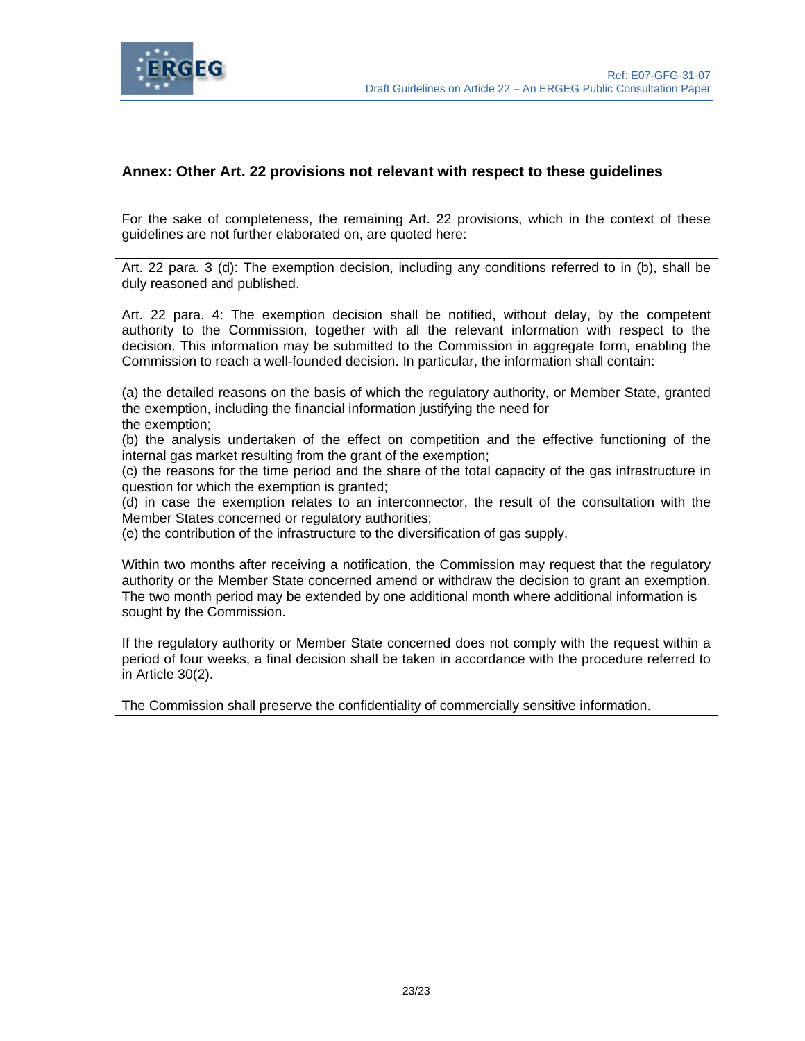## Annex: Other Art. 22 provisions not relevant with respect to these guidelines

For the sake of completeness, the remaining Art. 22 provisions, which in the context of these guidelines are not further elaborated on, are quoted here:

Art. 22 para. 3 (d): The exemption decision, including any conditions referred to in (b), shall be duly reasoned and published.

Art. 22 para. 4: The exemption decision shall be notified, without delay, by the competent authority to the Commission, together with all the relevant information with respect to the decision. This information may be submitted to the Commission in aggregate form, enabling the Commission to reach a well-founded decision. In particular, the information shall contain:

(a) the detailed reasons on the basis of which the regulatory authority, or Member State, granted the exemption, including the financial information justifying the need for the exemption;
(b) the analysis undertaken of the effect on competition and the effective functioning of the internal gas market resulting from the grant of the exemption;
(c) the reasons for the time period and the share of the total capacity of the gas infrastructure in question for which the exemption is granted;
(d) in case the exemption relates to an interconnector, the result of the consultation with the Member States concerned or regulatory authorities;
(e) the contribution of the infrastructure to the diversification of gas supply.

Within two months after receiving a notification, the Commission may request that the regulatory authority or the Member State concerned amend or withdraw the decision to grant an exemption. The two month period may be extended by one additional month where additional information is sought by the Commission.

If the regulatory authority or Member State concerned does not comply with the request within a period of four weeks, a final decision shall be taken in accordance with the procedure referred to in Article 30(2).

The Commission shall preserve the confidentiality of commercially sensitive information.